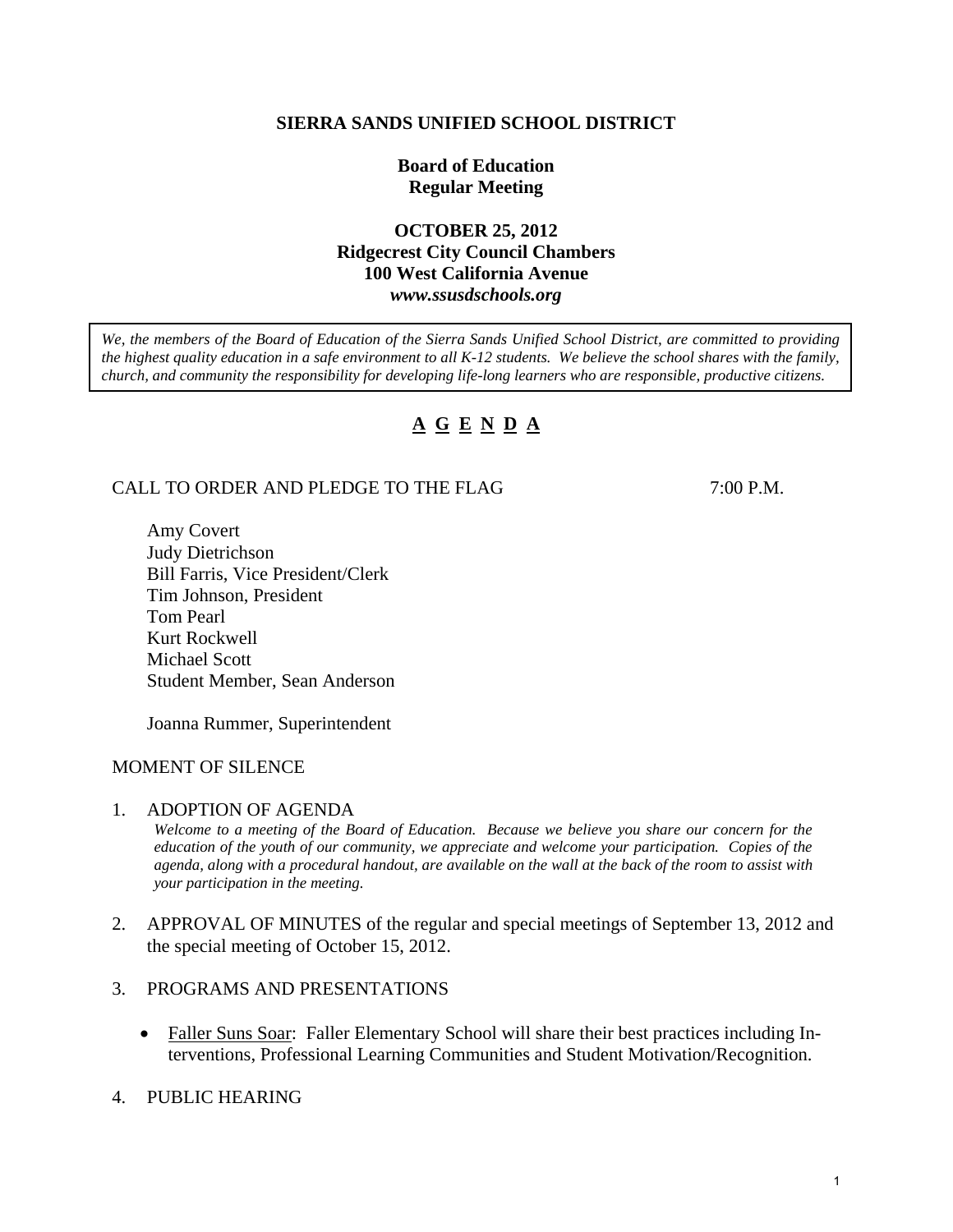# SIERRA SANDS UNIFIED SCHOOL DISTRICT

## Board of Education
## Regular Meeting

### OCTOBER 25, 2012
### Ridgecrest City Council Chambers
### 100 West California Avenue
### *www.ssusdschools.org*

*We, the members of the Board of Education of the Sierra Sands Unified School District, are committed to providing the highest quality education in a safe environment to all K-12 students. We believe the school shares with the family, church, and community the responsibility for developing life-long learners who are responsible, productive citizens.*

## A G E N D A

CALL TO ORDER AND PLEDGE TO THE FLAG 7:00 P.M.

Amy Covert
Judy Dietrichson
Bill Farris, Vice President/Clerk
Tim Johnson, President
Tom Pearl
Kurt Rockwell
Michael Scott
Student Member, Sean Anderson

Joanna Rummer, Superintendent

MOMENT OF SILENCE

1. ADOPTION OF AGENDA
   *Welcome to a meeting of the Board of Education. Because we believe you share our concern for the education of the youth of our community, we appreciate and welcome your participation. Copies of the agenda, along with a procedural handout, are available on the wall at the back of the room to assist with your participation in the meeting.*

2. APPROVAL OF MINUTES of the regular and special meetings of September 13, 2012 and the special meeting of October 15, 2012.

3. PROGRAMS AND PRESENTATIONS

   - Faller Suns Soar: Faller Elementary School will share their best practices including Interventions, Professional Learning Communities and Student Motivation/Recognition.

4. PUBLIC HEARING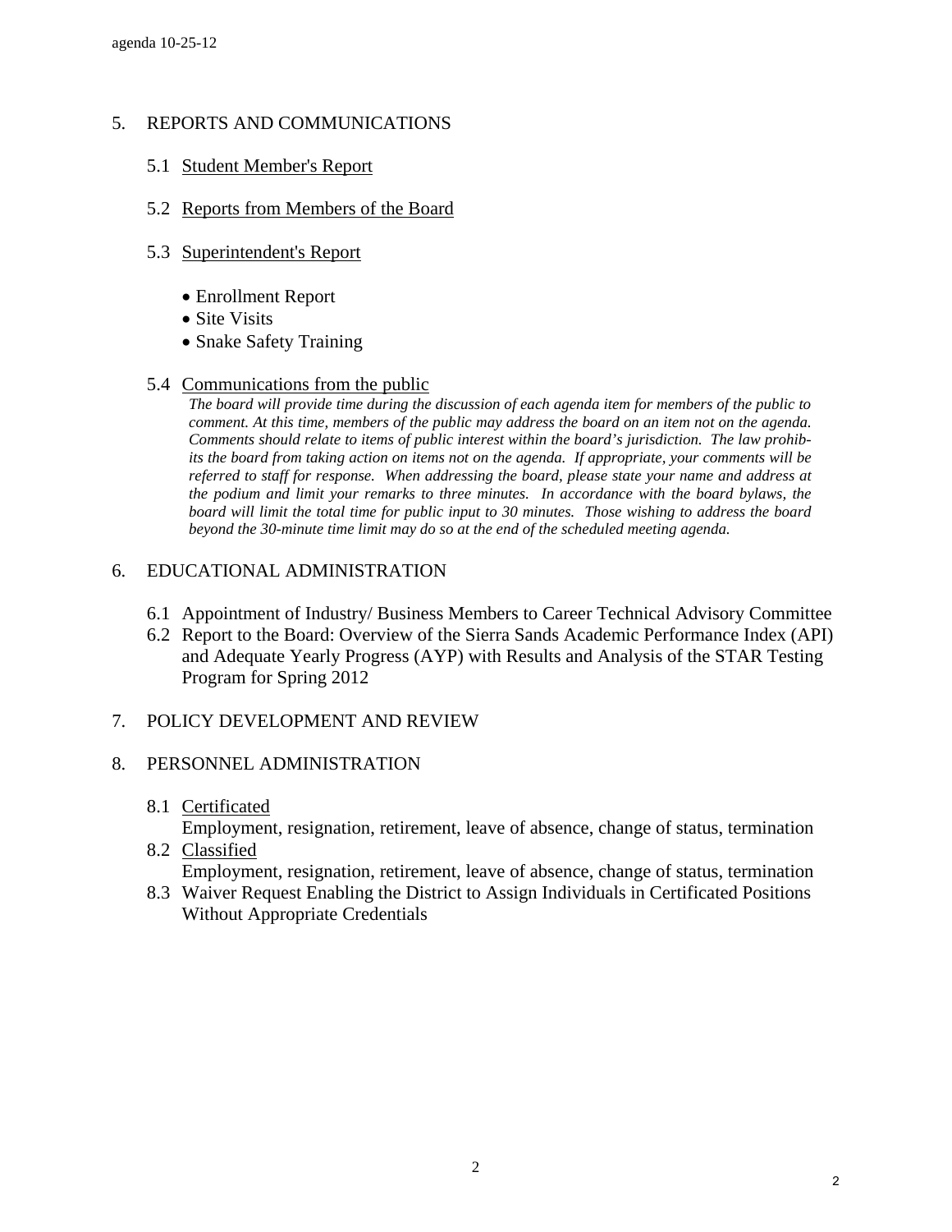## 5. REPORTS AND COMMUNICATIONS

5.1 Student Member's Report

5.2 Reports from Members of the Board

5.3 Superintendent's Report

- Enrollment Report
- Site Visits
- Snake Safety Training

5.4 Communications from the public

*The board will provide time during the discussion of each agenda item for members of the public to comment. At this time, members of the public may address the board on an item not on the agenda. Comments should relate to items of public interest within the board's jurisdiction. The law prohibits the board from taking action on items not on the agenda. If appropriate, your comments will be referred to staff for response. When addressing the board, please state your name and address at the podium and limit your remarks to three minutes. In accordance with the board bylaws, the board will limit the total time for public input to 30 minutes. Those wishing to address the board beyond the 30-minute time limit may do so at the end of the scheduled meeting agenda.*

## 6. EDUCATIONAL ADMINISTRATION

6.1 Appointment of Industry/ Business Members to Career Technical Advisory Committee

6.2 Report to the Board: Overview of the Sierra Sands Academic Performance Index (API) and Adequate Yearly Progress (AYP) with Results and Analysis of the STAR Testing Program for Spring 2012

## 7. POLICY DEVELOPMENT AND REVIEW

## 8. PERSONNEL ADMINISTRATION

8.1 Certificated
Employment, resignation, retirement, leave of absence, change of status, termination

8.2 Classified
Employment, resignation, retirement, leave of absence, change of status, termination

8.3 Waiver Request Enabling the District to Assign Individuals in Certificated Positions Without Appropriate Credentials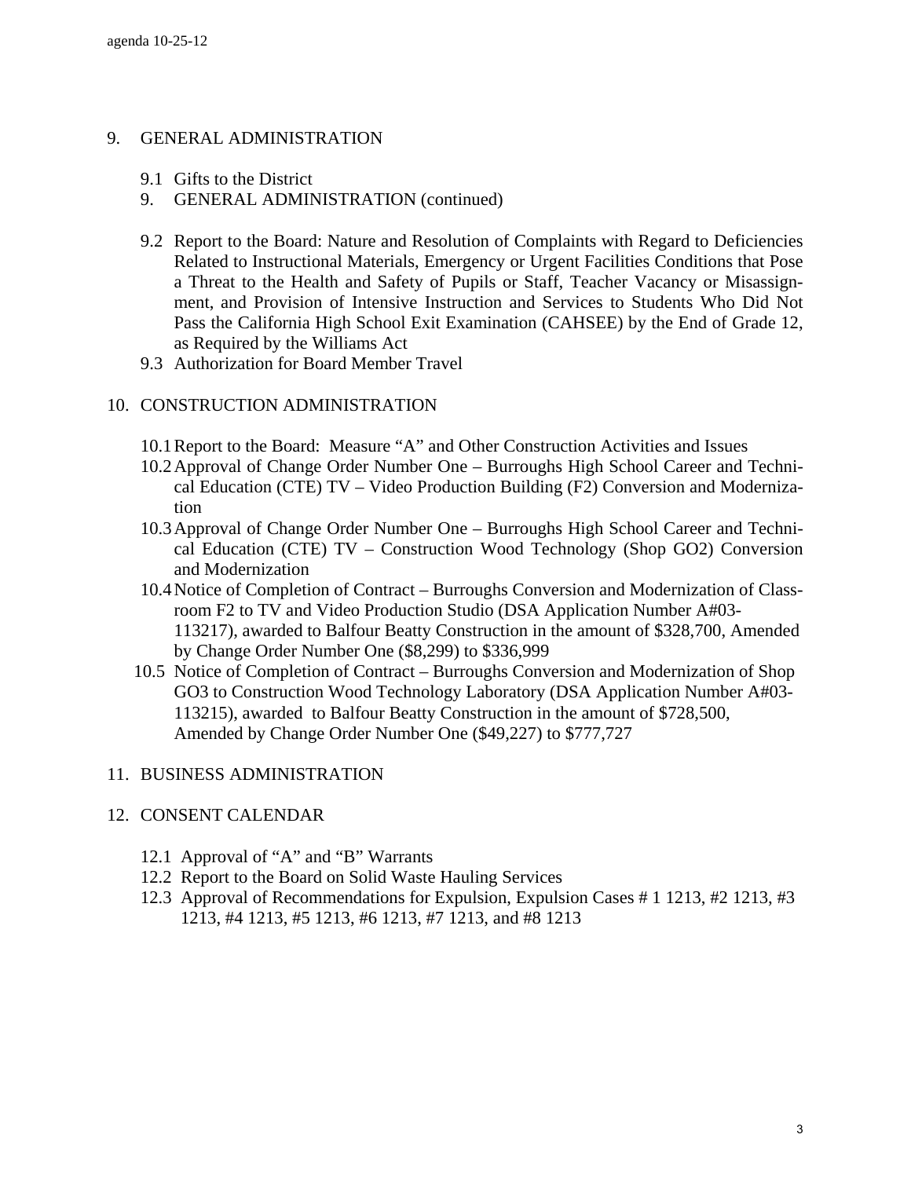## 9. GENERAL ADMINISTRATION

9.1 Gifts to the District

9. GENERAL ADMINISTRATION (continued)

9.2 Report to the Board: Nature and Resolution of Complaints with Regard to Deficiencies Related to Instructional Materials, Emergency or Urgent Facilities Conditions that Pose a Threat to the Health and Safety of Pupils or Staff, Teacher Vacancy or Misassignment, and Provision of Intensive Instruction and Services to Students Who Did Not Pass the California High School Exit Examination (CAHSEE) by the End of Grade 12, as Required by the Williams Act

9.3 Authorization for Board Member Travel

## 10. CONSTRUCTION ADMINISTRATION

10.1 Report to the Board: Measure "A" and Other Construction Activities and Issues

10.2 Approval of Change Order Number One – Burroughs High School Career and Technical Education (CTE) TV – Video Production Building (F2) Conversion and Modernization

10.3 Approval of Change Order Number One – Burroughs High School Career and Technical Education (CTE) TV – Construction Wood Technology (Shop GO2) Conversion and Modernization

10.4 Notice of Completion of Contract – Burroughs Conversion and Modernization of Classroom F2 to TV and Video Production Studio (DSA Application Number A#03-113217), awarded to Balfour Beatty Construction in the amount of $328,700, Amended by Change Order Number One ($8,299) to $336,999

10.5 Notice of Completion of Contract – Burroughs Conversion and Modernization of Shop GO3 to Construction Wood Technology Laboratory (DSA Application Number A#03-113215), awarded to Balfour Beatty Construction in the amount of $728,500, Amended by Change Order Number One ($49,227) to $777,727

## 11. BUSINESS ADMINISTRATION

## 12. CONSENT CALENDAR

12.1 Approval of "A" and "B" Warrants

12.2 Report to the Board on Solid Waste Hauling Services

12.3 Approval of Recommendations for Expulsion, Expulsion Cases # 1 1213, #2 1213, #3 1213, #4 1213, #5 1213, #6 1213, #7 1213, and #8 1213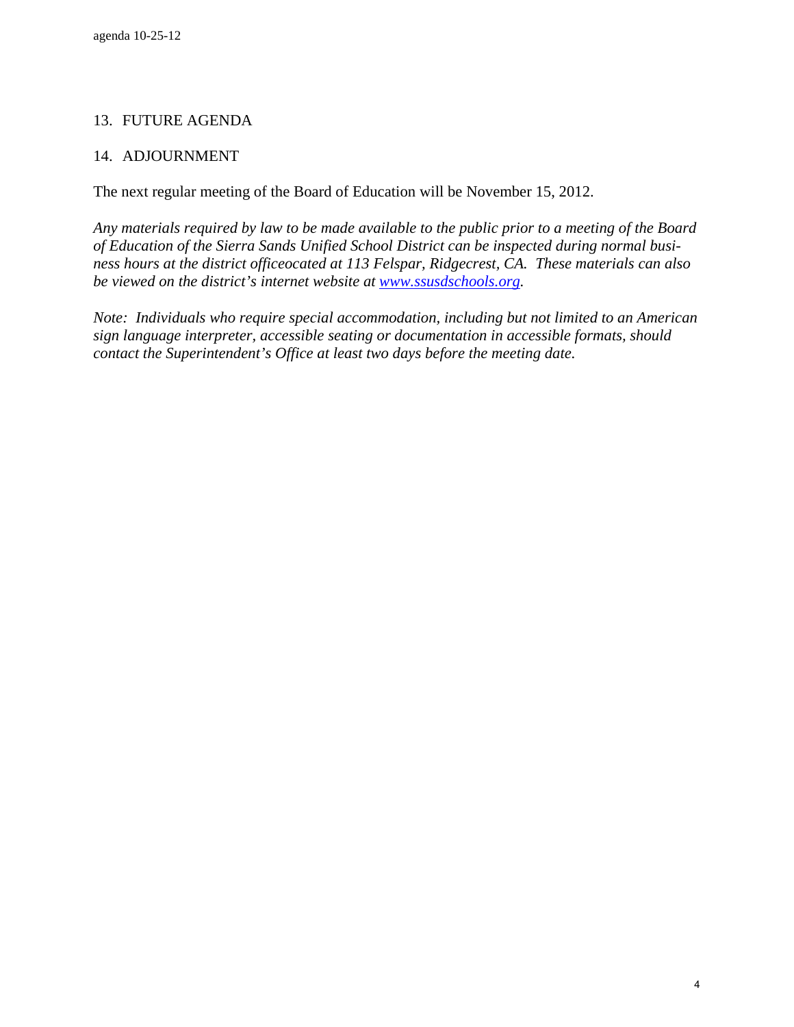13. FUTURE AGENDA

14. ADJOURNMENT

The next regular meeting of the Board of Education will be November 15, 2012.

*Any materials required by law to be made available to the public prior to a meeting of the Board of Education of the Sierra Sands Unified School District can be inspected during normal business hours at the district officeocated at 113 Felspar, Ridgecrest, CA. These materials can also be viewed on the district's internet website at [www.ssusdschools.org](http://www.ssusdschools.org).*

*Note: Individuals who require special accommodation, including but not limited to an American sign language interpreter, accessible seating or documentation in accessible formats, should contact the Superintendent's Office at least two days before the meeting date.*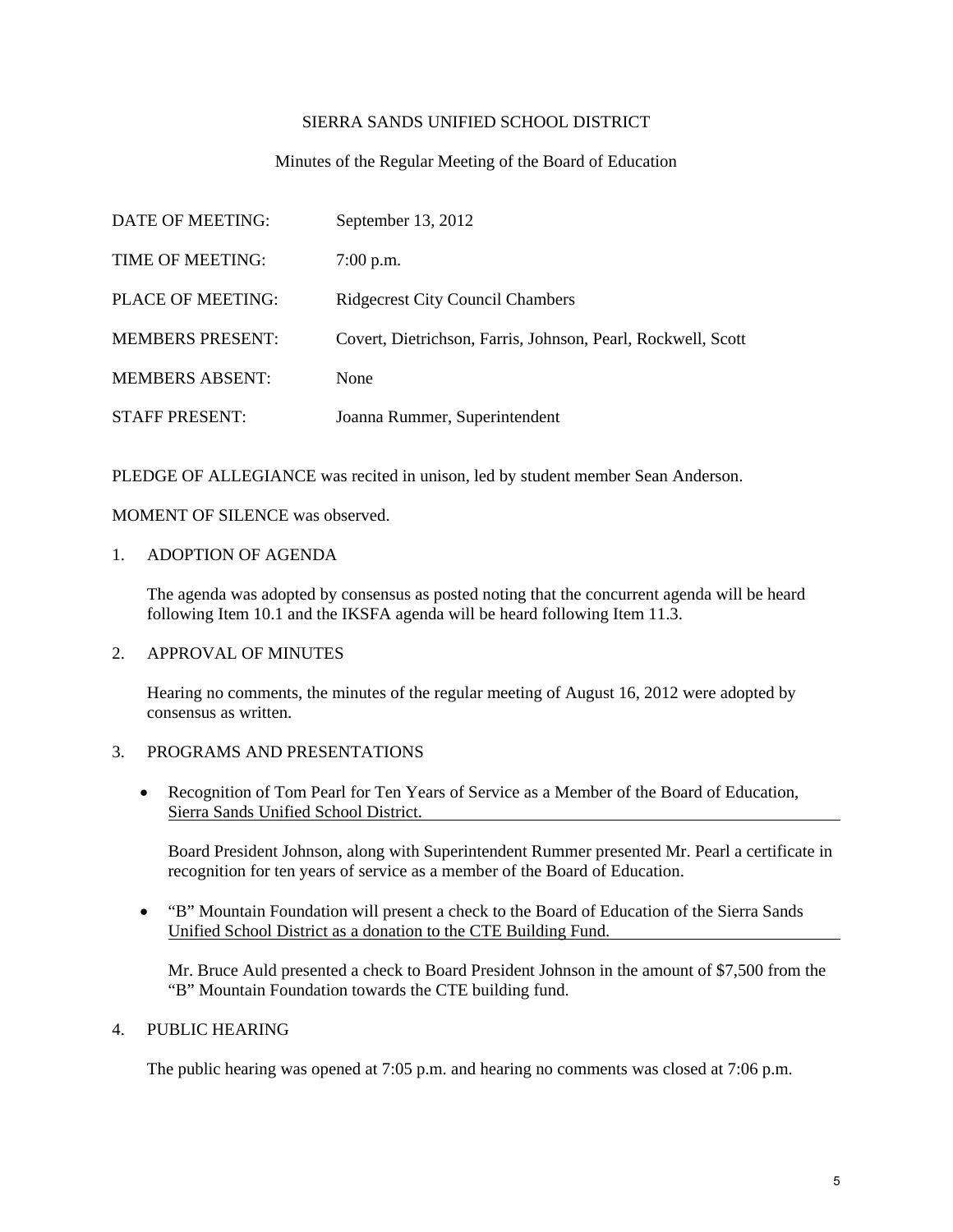SIERRA SANDS UNIFIED SCHOOL DISTRICT

Minutes of the Regular Meeting of the Board of Education

| | |
|---|---|
| DATE OF MEETING: | September 13, 2012 |
| TIME OF MEETING: | 7:00 p.m. |
| PLACE OF MEETING: | Ridgecrest City Council Chambers |
| MEMBERS PRESENT: | Covert, Dietrichson, Farris, Johnson, Pearl, Rockwell, Scott |
| MEMBERS ABSENT: | None |
| STAFF PRESENT: | Joanna Rummer, Superintendent |

PLEDGE OF ALLEGIANCE was recited in unison, led by student member Sean Anderson.

MOMENT OF SILENCE was observed.

1. ADOPTION OF AGENDA

   The agenda was adopted by consensus as posted noting that the concurrent agenda will be heard following Item 10.1 and the IKSFA agenda will be heard following Item 11.3.

2. APPROVAL OF MINUTES

   Hearing no comments, the minutes of the regular meeting of August 16, 2012 were adopted by consensus as written.

3. PROGRAMS AND PRESENTATIONS

   - Recognition of Tom Pearl for Ten Years of Service as a Member of the Board of Education, Sierra Sands Unified School District.

     Board President Johnson, along with Superintendent Rummer presented Mr. Pearl a certificate in recognition for ten years of service as a member of the Board of Education.

   - "B" Mountain Foundation will present a check to the Board of Education of the Sierra Sands Unified School District as a donation to the CTE Building Fund.

     Mr. Bruce Auld presented a check to Board President Johnson in the amount of $7,500 from the "B" Mountain Foundation towards the CTE building fund.

4. PUBLIC HEARING

   The public hearing was opened at 7:05 p.m. and hearing no comments was closed at 7:06 p.m.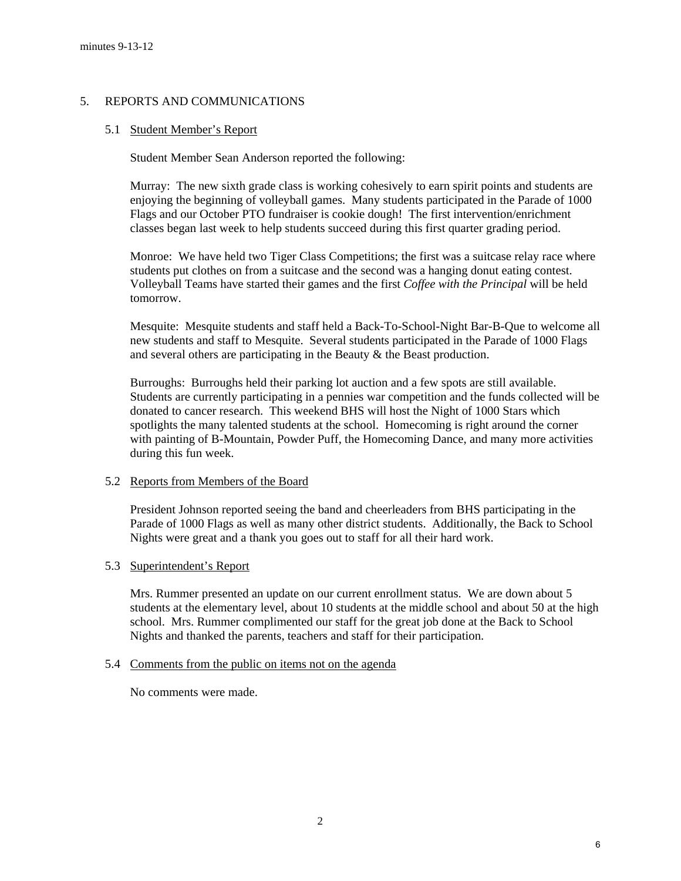## 5. REPORTS AND COMMUNICATIONS

### 5.1 Student Member's Report

Student Member Sean Anderson reported the following:

Murray: The new sixth grade class is working cohesively to earn spirit points and students are enjoying the beginning of volleyball games. Many students participated in the Parade of 1000 Flags and our October PTO fundraiser is cookie dough! The first intervention/enrichment classes began last week to help students succeed during this first quarter grading period.

Monroe: We have held two Tiger Class Competitions; the first was a suitcase relay race where students put clothes on from a suitcase and the second was a hanging donut eating contest. Volleyball Teams have started their games and the first *Coffee with the Principal* will be held tomorrow.

Mesquite: Mesquite students and staff held a Back-To-School-Night Bar-B-Que to welcome all new students and staff to Mesquite. Several students participated in the Parade of 1000 Flags and several others are participating in the Beauty & the Beast production.

Burroughs: Burroughs held their parking lot auction and a few spots are still available. Students are currently participating in a pennies war competition and the funds collected will be donated to cancer research. This weekend BHS will host the Night of 1000 Stars which spotlights the many talented students at the school. Homecoming is right around the corner with painting of B-Mountain, Powder Puff, the Homecoming Dance, and many more activities during this fun week.

### 5.2 Reports from Members of the Board

President Johnson reported seeing the band and cheerleaders from BHS participating in the Parade of 1000 Flags as well as many other district students. Additionally, the Back to School Nights were great and a thank you goes out to staff for all their hard work.

### 5.3 Superintendent's Report

Mrs. Rummer presented an update on our current enrollment status. We are down about 5 students at the elementary level, about 10 students at the middle school and about 50 at the high school. Mrs. Rummer complimented our staff for the great job done at the Back to School Nights and thanked the parents, teachers and staff for their participation.

### 5.4 Comments from the public on items not on the agenda

No comments were made.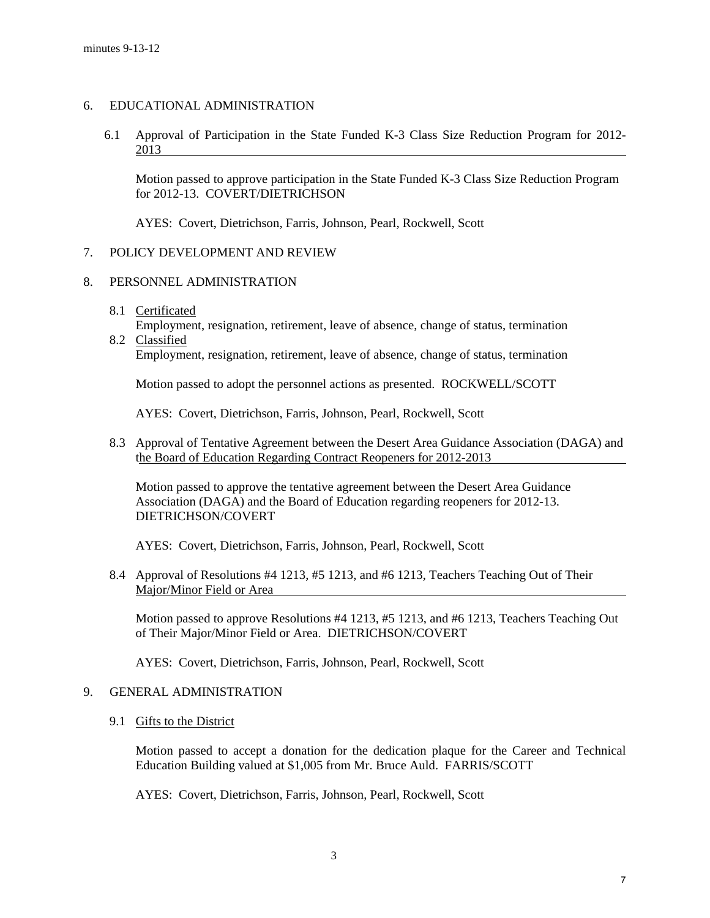## 6. EDUCATIONAL ADMINISTRATION

6.1 Approval of Participation in the State Funded K-3 Class Size Reduction Program for 2012-2013

Motion passed to approve participation in the State Funded K-3 Class Size Reduction Program for 2012-13. COVERT/DIETRICHSON

AYES: Covert, Dietrichson, Farris, Johnson, Pearl, Rockwell, Scott

## 7. POLICY DEVELOPMENT AND REVIEW

## 8. PERSONNEL ADMINISTRATION

8.1 Certificated
Employment, resignation, retirement, leave of absence, change of status, termination

8.2 Classified
Employment, resignation, retirement, leave of absence, change of status, termination

Motion passed to adopt the personnel actions as presented. ROCKWELL/SCOTT

AYES: Covert, Dietrichson, Farris, Johnson, Pearl, Rockwell, Scott

8.3 Approval of Tentative Agreement between the Desert Area Guidance Association (DAGA) and the Board of Education Regarding Contract Reopeners for 2012-2013

Motion passed to approve the tentative agreement between the Desert Area Guidance Association (DAGA) and the Board of Education regarding reopeners for 2012-13. DIETRICHSON/COVERT

AYES: Covert, Dietrichson, Farris, Johnson, Pearl, Rockwell, Scott

8.4 Approval of Resolutions #4 1213, #5 1213, and #6 1213, Teachers Teaching Out of Their Major/Minor Field or Area

Motion passed to approve Resolutions #4 1213, #5 1213, and #6 1213, Teachers Teaching Out of Their Major/Minor Field or Area. DIETRICHSON/COVERT

AYES: Covert, Dietrichson, Farris, Johnson, Pearl, Rockwell, Scott

## 9. GENERAL ADMINISTRATION

9.1 Gifts to the District

Motion passed to accept a donation for the dedication plaque for the Career and Technical Education Building valued at $1,005 from Mr. Bruce Auld. FARRIS/SCOTT

AYES: Covert, Dietrichson, Farris, Johnson, Pearl, Rockwell, Scott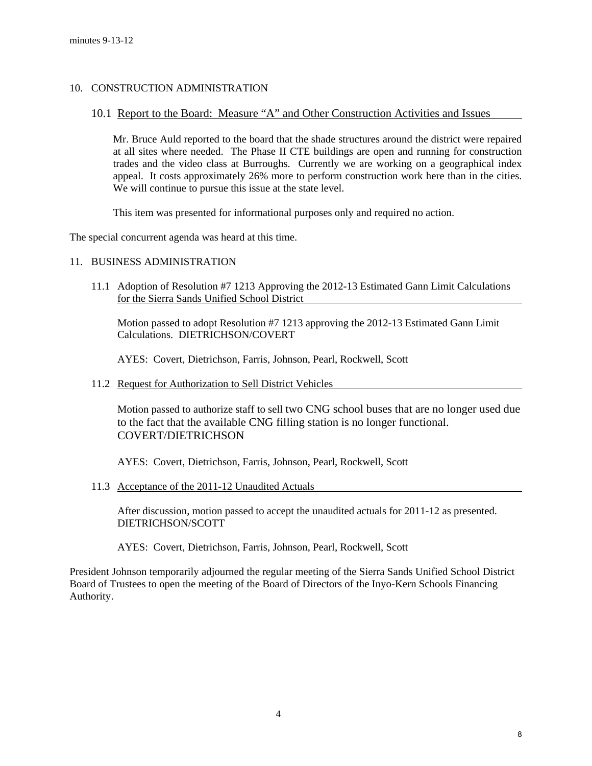## 10. CONSTRUCTION ADMINISTRATION

### 10.1 Report to the Board: Measure "A" and Other Construction Activities and Issues

Mr. Bruce Auld reported to the board that the shade structures around the district were repaired at all sites where needed. The Phase II CTE buildings are open and running for construction trades and the video class at Burroughs. Currently we are working on a geographical index appeal. It costs approximately 26% more to perform construction work here than in the cities. We will continue to pursue this issue at the state level.

This item was presented for informational purposes only and required no action.

The special concurrent agenda was heard at this time.

## 11. BUSINESS ADMINISTRATION

### 11.1 Adoption of Resolution #7 1213 Approving the 2012-13 Estimated Gann Limit Calculations for the Sierra Sands Unified School District

Motion passed to adopt Resolution #7 1213 approving the 2012-13 Estimated Gann Limit Calculations. DIETRICHSON/COVERT

AYES: Covert, Dietrichson, Farris, Johnson, Pearl, Rockwell, Scott

### 11.2 Request for Authorization to Sell District Vehicles

Motion passed to authorize staff to sell two CNG school buses that are no longer used due to the fact that the available CNG filling station is no longer functional. COVERT/DIETRICHSON

AYES: Covert, Dietrichson, Farris, Johnson, Pearl, Rockwell, Scott

### 11.3 Acceptance of the 2011-12 Unaudited Actuals

After discussion, motion passed to accept the unaudited actuals for 2011-12 as presented. DIETRICHSON/SCOTT

AYES: Covert, Dietrichson, Farris, Johnson, Pearl, Rockwell, Scott

President Johnson temporarily adjourned the regular meeting of the Sierra Sands Unified School District Board of Trustees to open the meeting of the Board of Directors of the Inyo-Kern Schools Financing Authority.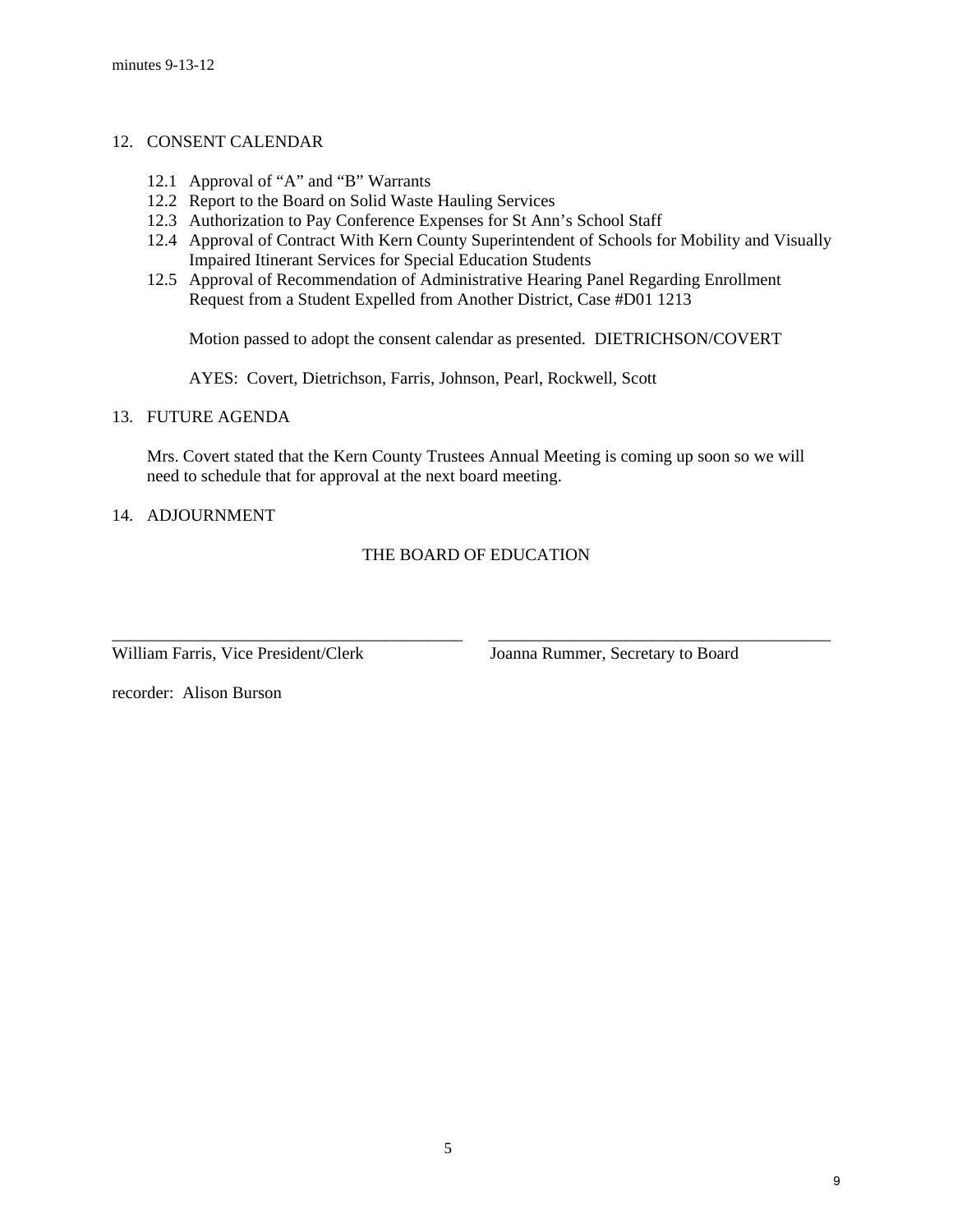12. CONSENT CALENDAR

    12.1 Approval of "A" and "B" Warrants
    12.2 Report to the Board on Solid Waste Hauling Services
    12.3 Authorization to Pay Conference Expenses for St Ann's School Staff
    12.4 Approval of Contract With Kern County Superintendent of Schools for Mobility and Visually Impaired Itinerant Services for Special Education Students
    12.5 Approval of Recommendation of Administrative Hearing Panel Regarding Enrollment Request from a Student Expelled from Another District, Case #D01 1213

    Motion passed to adopt the consent calendar as presented. DIETRICHSON/COVERT

    AYES: Covert, Dietrichson, Farris, Johnson, Pearl, Rockwell, Scott

13. FUTURE AGENDA

    Mrs. Covert stated that the Kern County Trustees Annual Meeting is coming up soon so we will need to schedule that for approval at the next board meeting.

14. ADJOURNMENT

THE BOARD OF EDUCATION

______________________________________ William Farris, Vice President/Clerk

______________________________________ Joanna Rummer, Secretary to Board

recorder: Alison Burson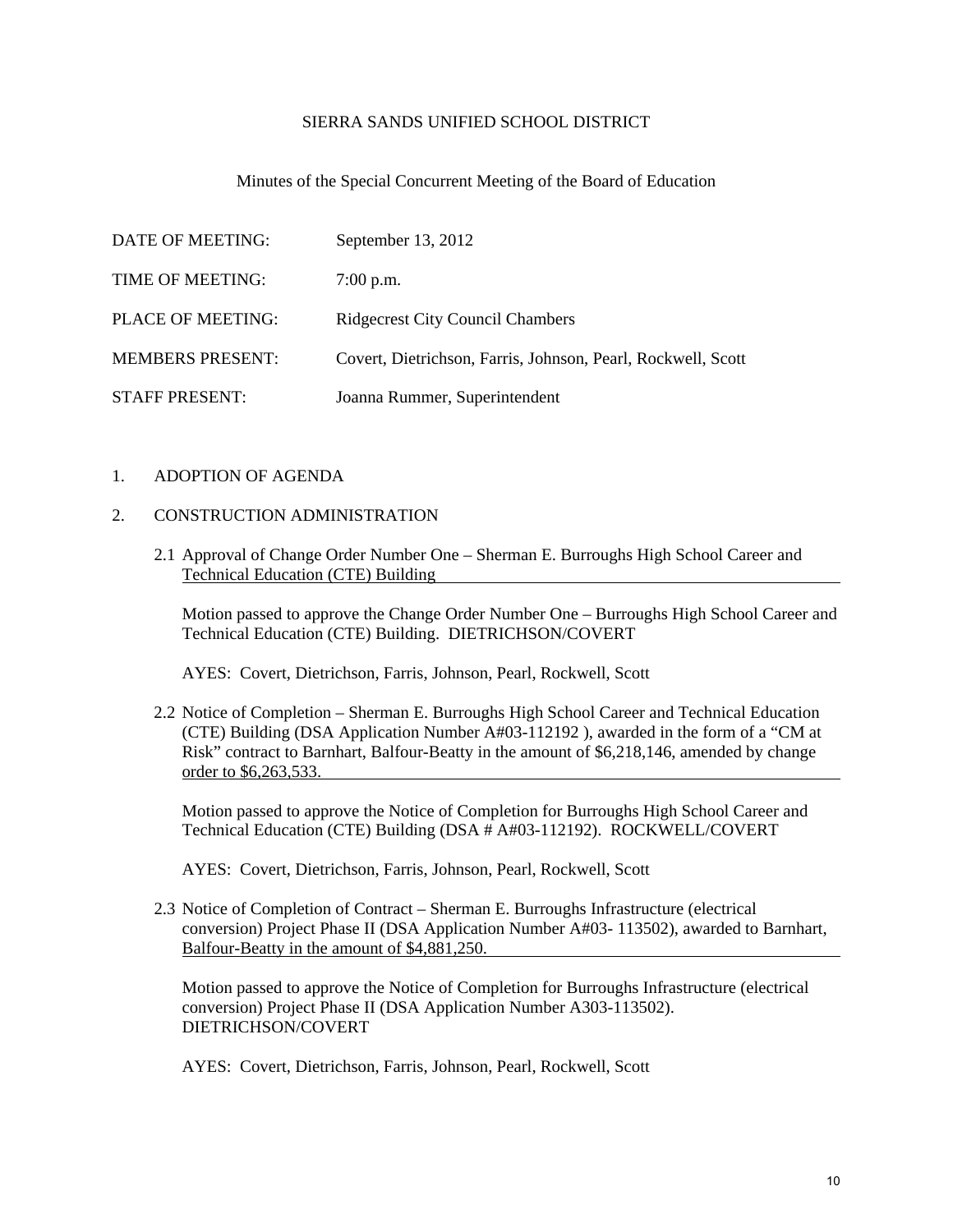SIERRA SANDS UNIFIED SCHOOL DISTRICT

Minutes of the Special Concurrent Meeting of the Board of Education

DATE OF MEETING: September 13, 2012

TIME OF MEETING: 7:00 p.m.

PLACE OF MEETING: Ridgecrest City Council Chambers

MEMBERS PRESENT: Covert, Dietrichson, Farris, Johnson, Pearl, Rockwell, Scott

STAFF PRESENT: Joanna Rummer, Superintendent

1. ADOPTION OF AGENDA

2. CONSTRUCTION ADMINISTRATION

2.1 Approval of Change Order Number One – Sherman E. Burroughs High School Career and Technical Education (CTE) Building

Motion passed to approve the Change Order Number One – Burroughs High School Career and Technical Education (CTE) Building. DIETRICHSON/COVERT

AYES: Covert, Dietrichson, Farris, Johnson, Pearl, Rockwell, Scott

2.2 Notice of Completion – Sherman E. Burroughs High School Career and Technical Education (CTE) Building (DSA Application Number A#03-112192 ), awarded in the form of a "CM at Risk" contract to Barnhart, Balfour-Beatty in the amount of $6,218,146, amended by change order to $6,263,533.

Motion passed to approve the Notice of Completion for Burroughs High School Career and Technical Education (CTE) Building (DSA # A#03-112192). ROCKWELL/COVERT

AYES: Covert, Dietrichson, Farris, Johnson, Pearl, Rockwell, Scott

2.3 Notice of Completion of Contract – Sherman E. Burroughs Infrastructure (electrical conversion) Project Phase II (DSA Application Number A#03- 113502), awarded to Barnhart, Balfour-Beatty in the amount of $4,881,250.

Motion passed to approve the Notice of Completion for Burroughs Infrastructure (electrical conversion) Project Phase II (DSA Application Number A303-113502). DIETRICHSON/COVERT

AYES: Covert, Dietrichson, Farris, Johnson, Pearl, Rockwell, Scott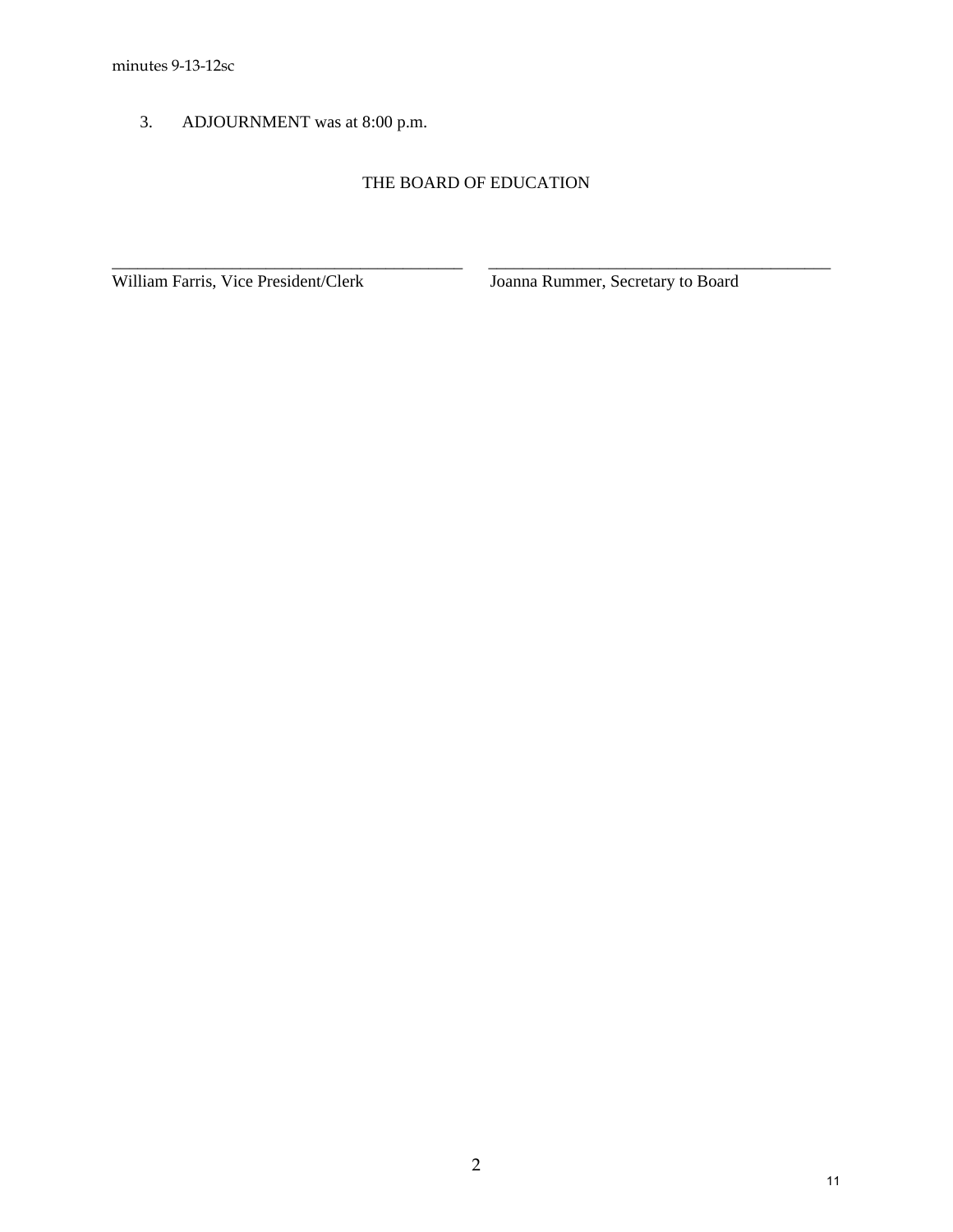3. ADJOURNMENT was at 8:00 p.m.

THE BOARD OF EDUCATION

\_\_\_\_\_\_\_\_\_\_\_\_\_\_\_\_\_\_\_\_\_\_\_\_\_\_\_\_\_\_\_\_\_\_\_\_\_\_\_\_\_\_ \_\_\_\_\_\_\_\_\_\_\_\_\_\_\_\_\_\_\_\_\_\_\_\_\_\_\_\_\_\_\_\_\_\_\_\_\_\_\_\_\_\_

William Farris, Vice President/Clerk    Joanna Rummer, Secretary to Board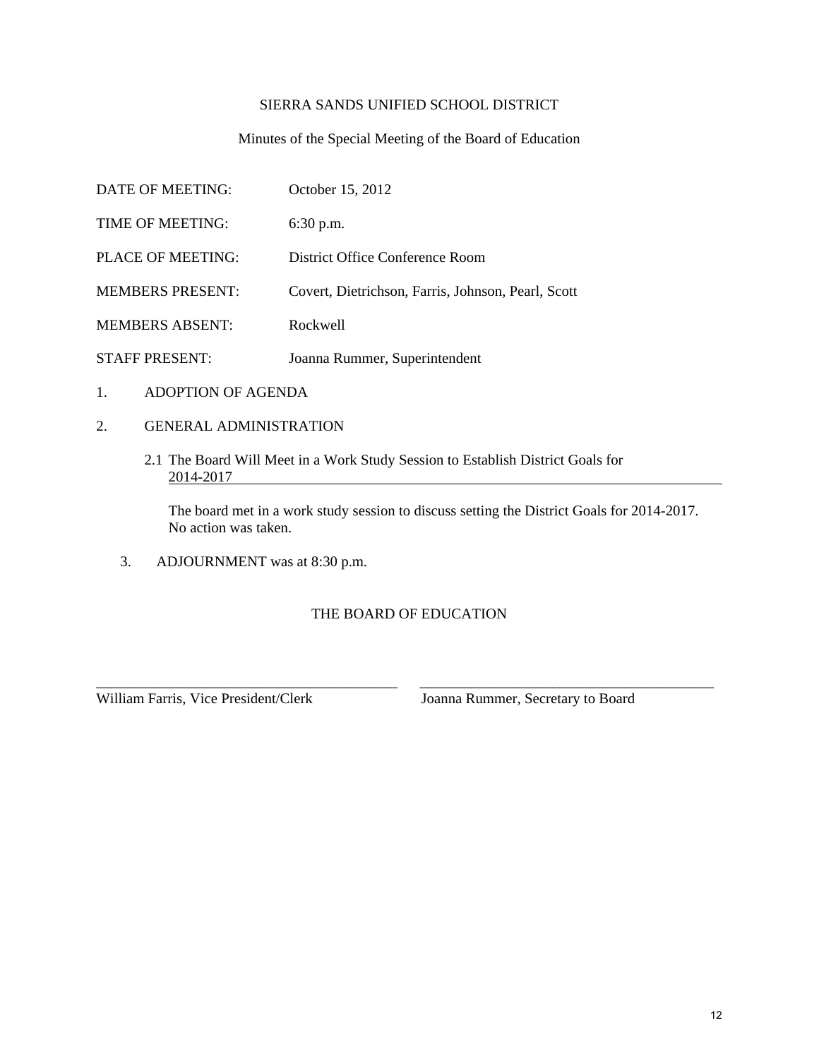SIERRA SANDS UNIFIED SCHOOL DISTRICT

Minutes of the Special Meeting of the Board of Education

| | |
|---|---|
| DATE OF MEETING: | October 15, 2012 |
| TIME OF MEETING: | 6:30 p.m. |
| PLACE OF MEETING: | District Office Conference Room |
| MEMBERS PRESENT: | Covert, Dietrichson, Farris, Johnson, Pearl, Scott |
| MEMBERS ABSENT: | Rockwell |
| STAFF PRESENT: | Joanna Rummer, Superintendent |

1. ADOPTION OF AGENDA

2. GENERAL ADMINISTRATION

   2.1 The Board Will Meet in a Work Study Session to Establish District Goals for 2014-2017

   The board met in a work study session to discuss setting the District Goals for 2014-2017. No action was taken.

3. ADJOURNMENT was at 8:30 p.m.

THE BOARD OF EDUCATION

\_\_\_\_\_\_\_\_\_\_\_\_\_\_\_\_\_\_\_\_\_\_\_\_\_\_\_\_\_\_\_\_\_\_\_\_\_\_\_\_
William Farris, Vice President/Clerk

\_\_\_\_\_\_\_\_\_\_\_\_\_\_\_\_\_\_\_\_\_\_\_\_\_\_\_\_\_\_\_\_\_\_\_\_\_\_\_\_
Joanna Rummer, Secretary to Board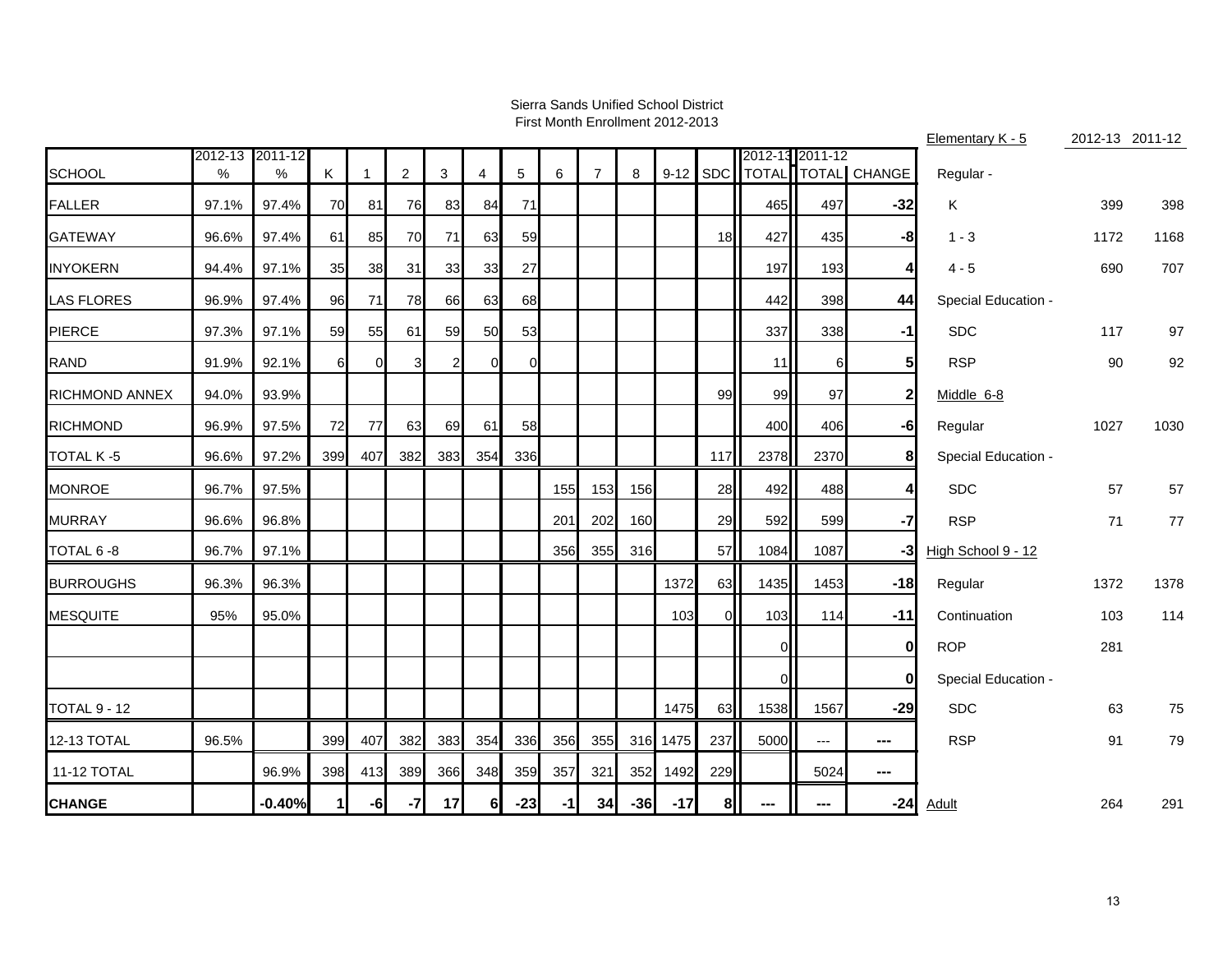Sierra Sands Unified School District
First Month Enrollment 2012-2013

| SCHOOL | 2012-13 % | 2011-12 % | K | 1 | 2 | 3 | 4 | 5 | 6 | 7 | 8 | 9-12 | SDC | 2012-13 TOTAL | 2011-12 TOTAL | CHANGE |
|---|---|---|---|---|---|---|---|---|---|---|---|---|---|---|---|---|
| FALLER | 97.1% | 97.4% | 70 | 81 | 76 | 83 | 84 | 71 | | | | | | 465 | 497 | **-32** |
| GATEWAY | 96.6% | 97.4% | 61 | 85 | 70 | 71 | 63 | 59 | | | | | 18 | 427 | 435 | **-8** |
| INYOKERN | 94.4% | 97.1% | 35 | 38 | 31 | 33 | 33 | 27 | | | | | | 197 | 193 | **4** |
| LAS FLORES | 96.9% | 97.4% | 96 | 71 | 78 | 66 | 63 | 68 | | | | | | 442 | 398 | **44** |
| PIERCE | 97.3% | 97.1% | 59 | 55 | 61 | 59 | 50 | 53 | | | | | | 337 | 338 | **-1** |
| RAND | 91.9% | 92.1% | 6 | 0 | 3 | 2 | 0 | 0 | | | | | | 11 | 6 | **5** |
| RICHMOND ANNEX | 94.0% | 93.9% | | | | | | | | | | | 99 | 99 | 97 | **2** |
| RICHMOND | 96.9% | 97.5% | 72 | 77 | 63 | 69 | 61 | 58 | | | | | | 400 | 406 | **-6** |
| TOTAL K -5 | 96.6% | 97.2% | 399 | 407 | 382 | 383 | 354 | 336 | | | | | 117 | 2378 | 2370 | **8** |
| MONROE | 96.7% | 97.5% | | | | | | | 155 | 153 | 156 | | 28 | 492 | 488 | **4** |
| MURRAY | 96.6% | 96.8% | | | | | | | 201 | 202 | 160 | | 29 | 592 | 599 | **-7** |
| TOTAL 6 -8 | 96.7% | 97.1% | | | | | | | 356 | 355 | 316 | | 57 | 1084 | 1087 | **-3** |
| BURROUGHS | 96.3% | 96.3% | | | | | | | | | | 1372 | 63 | 1435 | 1453 | **-18** |
| MESQUITE | 95% | 95.0% | | | | | | | | | | 103 | 0 | 103 | 114 | **-11** |
| | | | | | | | | | | | | | | 0 | | **0** |
| | | | | | | | | | | | | | | 0 | | **0** |
| TOTAL 9 - 12 | | | | | | | | | | | | 1475 | 63 | 1538 | 1567 | **-29** |
| 12-13 TOTAL | 96.5% | | 399 | 407 | 382 | 383 | 354 | 336 | 356 | 355 | 316 | 1475 | 237 | 5000 | --- | **---** |
| 11-12 TOTAL | | 96.9% | 398 | 413 | 389 | 366 | 348 | 359 | 357 | 321 | 352 | 1492 | 229 | | 5024 | **---** |
| **CHANGE** | | **-0.40%** | **1** | **-6** | **-7** | **17** | **6** | **-23** | **-1** | **34** | **-36** | **-17** | **8** | **---** | **---** | **-24** |

| | 2012-13 | 2011-12 |
|---|---|---|
| Elementary K - 5 | | |
| Regular - | | |
| K | 399 | 398 |
| 1 - 3 | 1172 | 1168 |
| 4 - 5 | 690 | 707 |
| Special Education - | | |
| SDC | 117 | 97 |
| RSP | 90 | 92 |
| Middle 6-8 | | |
| Regular | 1027 | 1030 |
| Special Education - | | |
| SDC | 57 | 57 |
| RSP | 71 | 77 |
| High School 9 - 12 | | |
| Regular | 1372 | 1378 |
| Continuation | 103 | 114 |
| ROP | 281 | |
| Special Education - | | |
| SDC | 63 | 75 |
| RSP | 91 | 79 |
| Adult | 264 | 291 |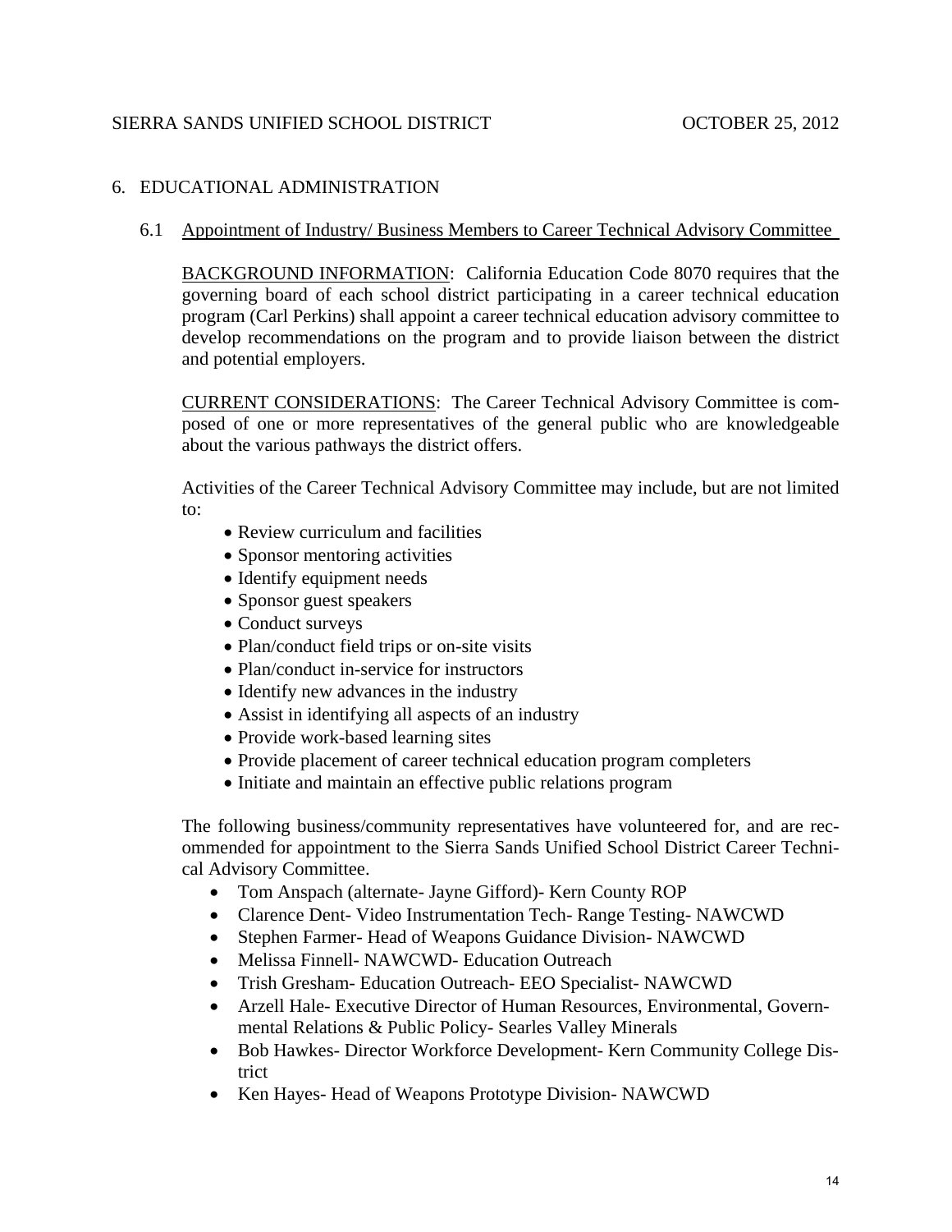## 6. EDUCATIONAL ADMINISTRATION

### 6.1 Appointment of Industry/ Business Members to Career Technical Advisory Committee

BACKGROUND INFORMATION: California Education Code 8070 requires that the governing board of each school district participating in a career technical education program (Carl Perkins) shall appoint a career technical education advisory committee to develop recommendations on the program and to provide liaison between the district and potential employers.

CURRENT CONSIDERATIONS: The Career Technical Advisory Committee is composed of one or more representatives of the general public who are knowledgeable about the various pathways the district offers.

Activities of the Career Technical Advisory Committee may include, but are not limited to:

- Review curriculum and facilities
- Sponsor mentoring activities
- Identify equipment needs
- Sponsor guest speakers
- Conduct surveys
- Plan/conduct field trips or on-site visits
- Plan/conduct in-service for instructors
- Identify new advances in the industry
- Assist in identifying all aspects of an industry
- Provide work-based learning sites
- Provide placement of career technical education program completers
- Initiate and maintain an effective public relations program

The following business/community representatives have volunteered for, and are recommended for appointment to the Sierra Sands Unified School District Career Technical Advisory Committee.

- Tom Anspach (alternate- Jayne Gifford)- Kern County ROP
- Clarence Dent- Video Instrumentation Tech- Range Testing- NAWCWD
- Stephen Farmer- Head of Weapons Guidance Division- NAWCWD
- Melissa Finnell- NAWCWD- Education Outreach
- Trish Gresham- Education Outreach- EEO Specialist- NAWCWD
- Arzell Hale- Executive Director of Human Resources, Environmental, Governmental Relations & Public Policy- Searles Valley Minerals
- Bob Hawkes- Director Workforce Development- Kern Community College District
- Ken Hayes- Head of Weapons Prototype Division- NAWCWD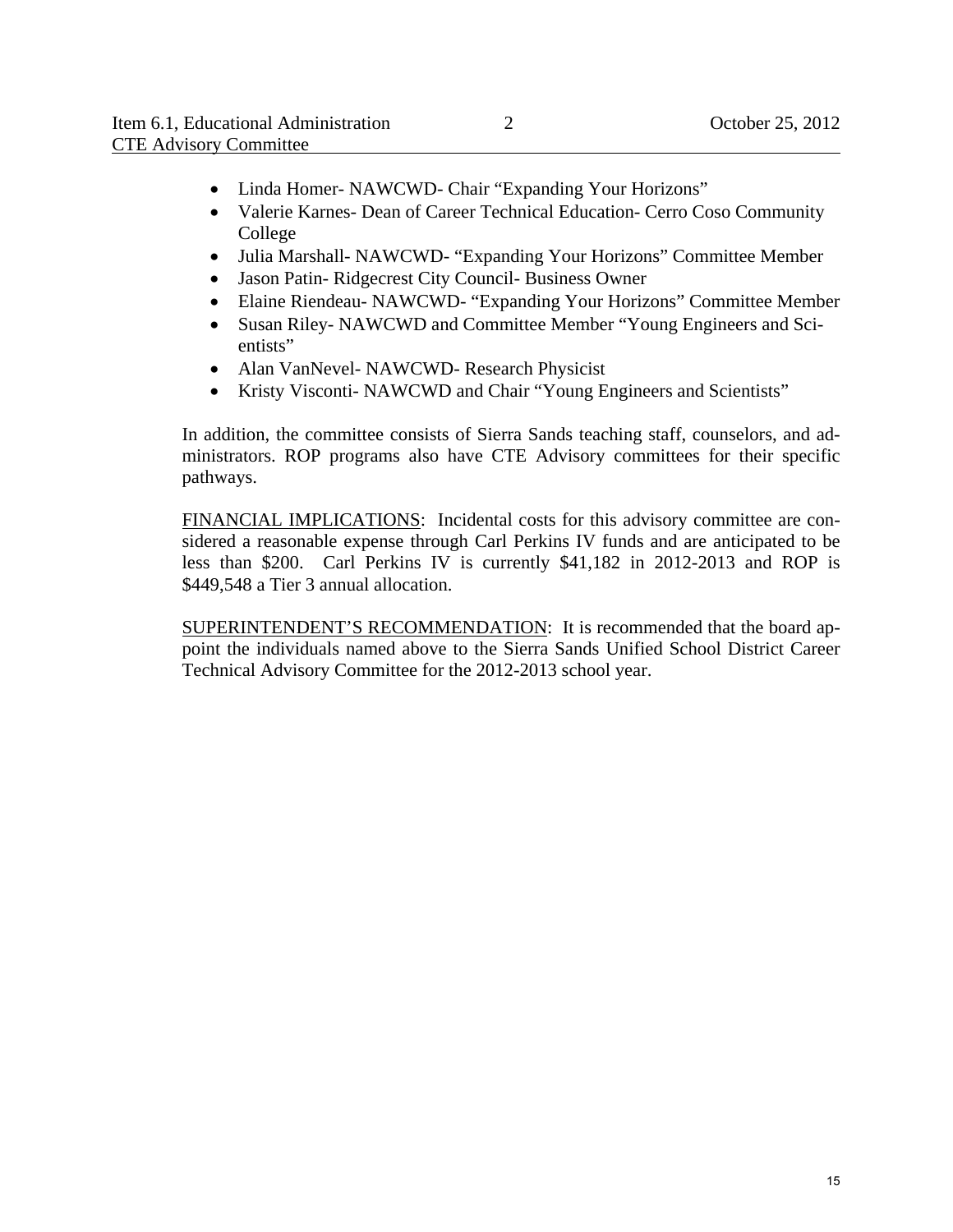- Linda Homer- NAWCWD- Chair "Expanding Your Horizons"
- Valerie Karnes- Dean of Career Technical Education- Cerro Coso Community College
- Julia Marshall- NAWCWD- "Expanding Your Horizons" Committee Member
- Jason Patin- Ridgecrest City Council- Business Owner
- Elaine Riendeau- NAWCWD- "Expanding Your Horizons" Committee Member
- Susan Riley- NAWCWD and Committee Member "Young Engineers and Scientists"
- Alan VanNevel- NAWCWD- Research Physicist
- Kristy Visconti- NAWCWD and Chair "Young Engineers and Scientists"

In addition, the committee consists of Sierra Sands teaching staff, counselors, and administrators. ROP programs also have CTE Advisory committees for their specific pathways.

FINANCIAL IMPLICATIONS: Incidental costs for this advisory committee are considered a reasonable expense through Carl Perkins IV funds and are anticipated to be less than $200. Carl Perkins IV is currently $41,182 in 2012-2013 and ROP is $449,548 a Tier 3 annual allocation.

SUPERINTENDENT'S RECOMMENDATION: It is recommended that the board appoint the individuals named above to the Sierra Sands Unified School District Career Technical Advisory Committee for the 2012-2013 school year.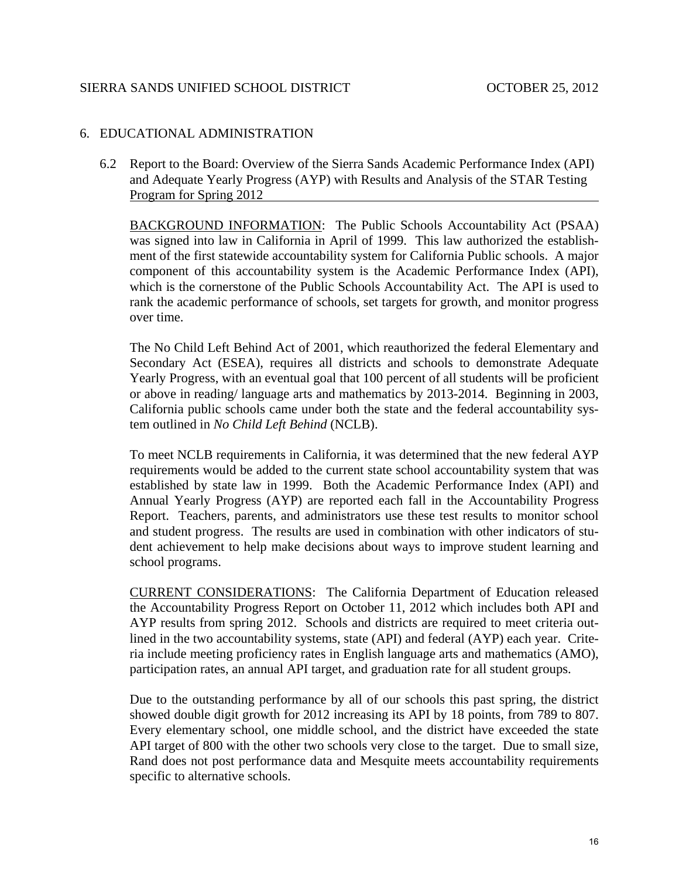## 6. EDUCATIONAL ADMINISTRATION

### 6.2 Report to the Board: Overview of the Sierra Sands Academic Performance Index (API) and Adequate Yearly Progress (AYP) with Results and Analysis of the STAR Testing Program for Spring 2012

BACKGROUND INFORMATION: The Public Schools Accountability Act (PSAA) was signed into law in California in April of 1999. This law authorized the establishment of the first statewide accountability system for California Public schools. A major component of this accountability system is the Academic Performance Index (API), which is the cornerstone of the Public Schools Accountability Act. The API is used to rank the academic performance of schools, set targets for growth, and monitor progress over time.

The No Child Left Behind Act of 2001, which reauthorized the federal Elementary and Secondary Act (ESEA), requires all districts and schools to demonstrate Adequate Yearly Progress, with an eventual goal that 100 percent of all students will be proficient or above in reading/ language arts and mathematics by 2013-2014. Beginning in 2003, California public schools came under both the state and the federal accountability system outlined in *No Child Left Behind* (NCLB).

To meet NCLB requirements in California, it was determined that the new federal AYP requirements would be added to the current state school accountability system that was established by state law in 1999. Both the Academic Performance Index (API) and Annual Yearly Progress (AYP) are reported each fall in the Accountability Progress Report. Teachers, parents, and administrators use these test results to monitor school and student progress. The results are used in combination with other indicators of student achievement to help make decisions about ways to improve student learning and school programs.

CURRENT CONSIDERATIONS: The California Department of Education released the Accountability Progress Report on October 11, 2012 which includes both API and AYP results from spring 2012. Schools and districts are required to meet criteria outlined in the two accountability systems, state (API) and federal (AYP) each year. Criteria include meeting proficiency rates in English language arts and mathematics (AMO), participation rates, an annual API target, and graduation rate for all student groups.

Due to the outstanding performance by all of our schools this past spring, the district showed double digit growth for 2012 increasing its API by 18 points, from 789 to 807. Every elementary school, one middle school, and the district have exceeded the state API target of 800 with the other two schools very close to the target. Due to small size, Rand does not post performance data and Mesquite meets accountability requirements specific to alternative schools.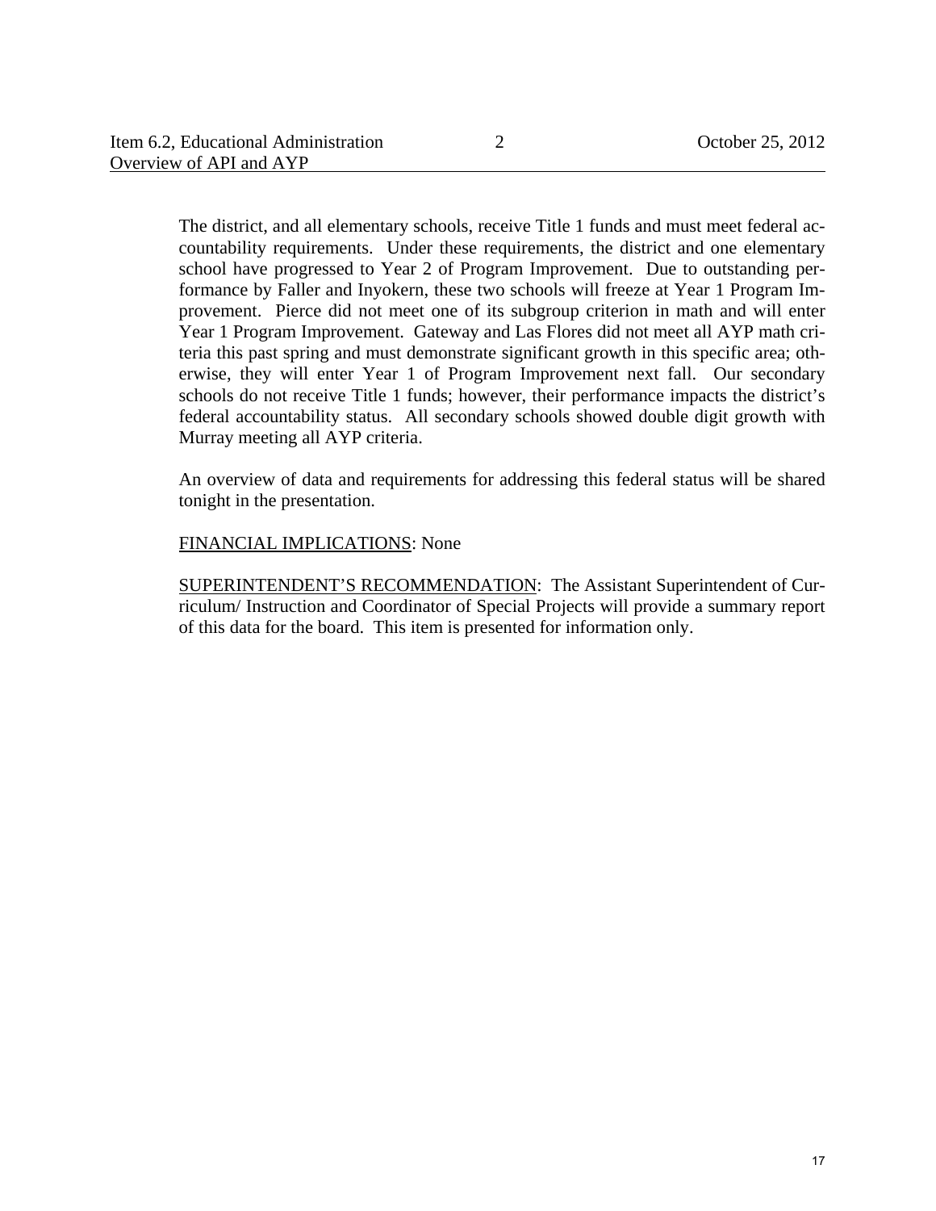The district, and all elementary schools, receive Title 1 funds and must meet federal accountability requirements. Under these requirements, the district and one elementary school have progressed to Year 2 of Program Improvement. Due to outstanding performance by Faller and Inyokern, these two schools will freeze at Year 1 Program Improvement. Pierce did not meet one of its subgroup criterion in math and will enter Year 1 Program Improvement. Gateway and Las Flores did not meet all AYP math criteria this past spring and must demonstrate significant growth in this specific area; otherwise, they will enter Year 1 of Program Improvement next fall. Our secondary schools do not receive Title 1 funds; however, their performance impacts the district's federal accountability status. All secondary schools showed double digit growth with Murray meeting all AYP criteria.

An overview of data and requirements for addressing this federal status will be shared tonight in the presentation.

<u>FINANCIAL IMPLICATIONS</u>: None

<u>SUPERINTENDENT'S RECOMMENDATION</u>: The Assistant Superintendent of Curriculum/ Instruction and Coordinator of Special Projects will provide a summary report of this data for the board. This item is presented for information only.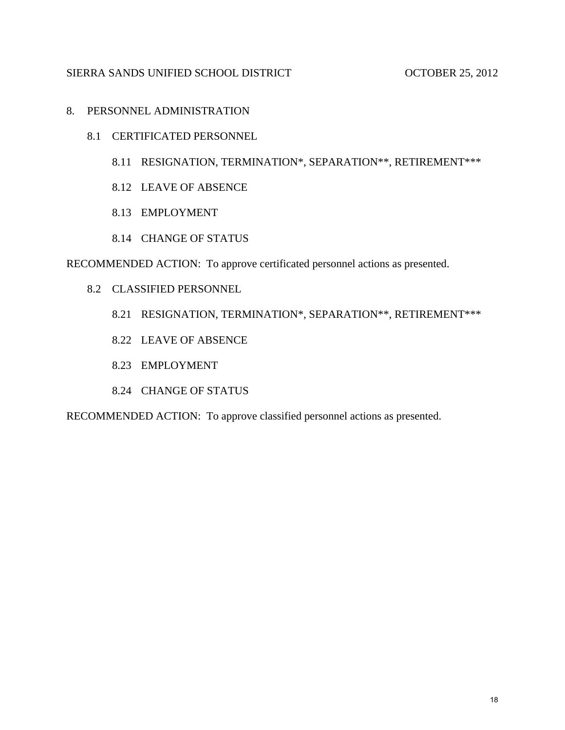SIERRA SANDS UNIFIED SCHOOL DISTRICT OCTOBER 25, 2012

## 8. PERSONNEL ADMINISTRATION

### 8.1 CERTIFICATED PERSONNEL

8.11 RESIGNATION, TERMINATION*, SEPARATION**, RETIREMENT***

8.12 LEAVE OF ABSENCE

8.13 EMPLOYMENT

8.14 CHANGE OF STATUS

RECOMMENDED ACTION: To approve certificated personnel actions as presented.

### 8.2 CLASSIFIED PERSONNEL

8.21 RESIGNATION, TERMINATION*, SEPARATION**, RETIREMENT***

8.22 LEAVE OF ABSENCE

8.23 EMPLOYMENT

8.24 CHANGE OF STATUS

RECOMMENDED ACTION: To approve classified personnel actions as presented.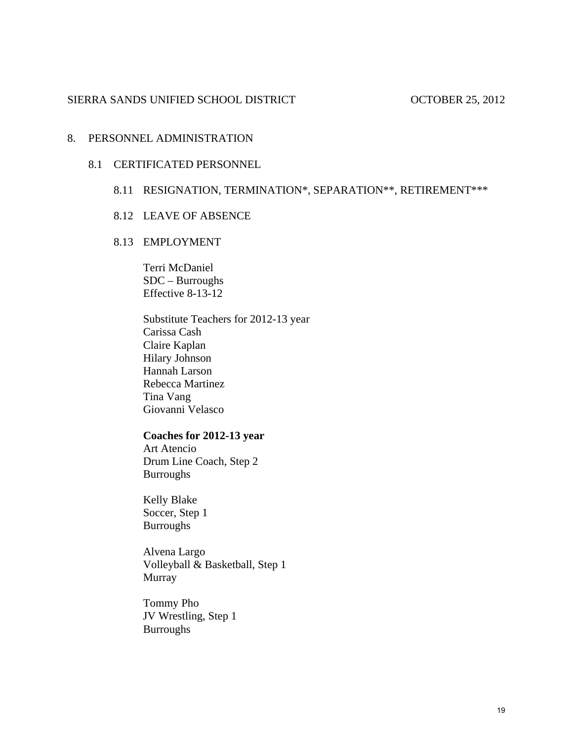SIERRA SANDS UNIFIED SCHOOL DISTRICT OCTOBER 25, 2012

## 8. PERSONNEL ADMINISTRATION

### 8.1 CERTIFICATED PERSONNEL

#### 8.11 RESIGNATION, TERMINATION*, SEPARATION**, RETIREMENT***

#### 8.12 LEAVE OF ABSENCE

#### 8.13 EMPLOYMENT

Terri McDaniel
SDC – Burroughs
Effective 8-13-12

Substitute Teachers for 2012-13 year
Carissa Cash
Claire Kaplan
Hilary Johnson
Hannah Larson
Rebecca Martinez
Tina Vang
Giovanni Velasco

**Coaches for 2012-13 year**
Art Atencio
Drum Line Coach, Step 2
Burroughs

Kelly Blake
Soccer, Step 1
Burroughs

Alvena Largo
Volleyball & Basketball, Step 1
Murray

Tommy Pho
JV Wrestling, Step 1
Burroughs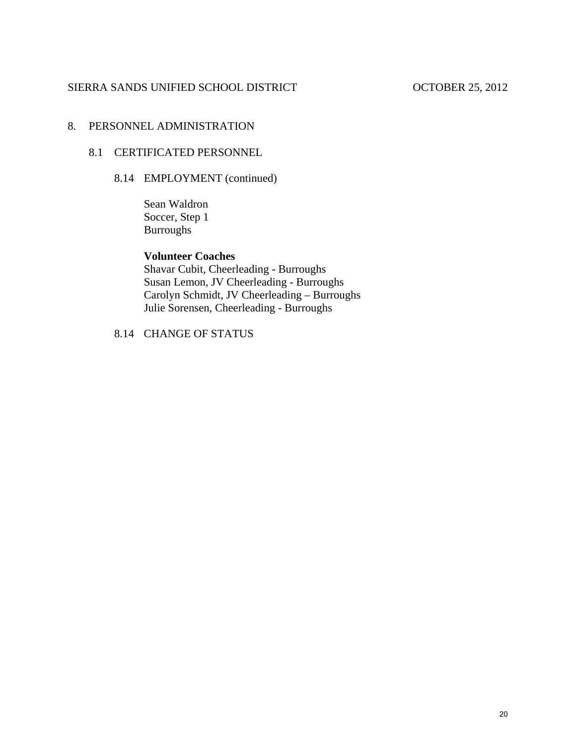## 8. PERSONNEL ADMINISTRATION

### 8.1 CERTIFICATED PERSONNEL

#### 8.14 EMPLOYMENT (continued)

Sean Waldron
Soccer, Step 1
Burroughs

**Volunteer Coaches**
Shavar Cubit, Cheerleading - Burroughs
Susan Lemon, JV Cheerleading - Burroughs
Carolyn Schmidt, JV Cheerleading – Burroughs
Julie Sorensen, Cheerleading - Burroughs

#### 8.14 CHANGE OF STATUS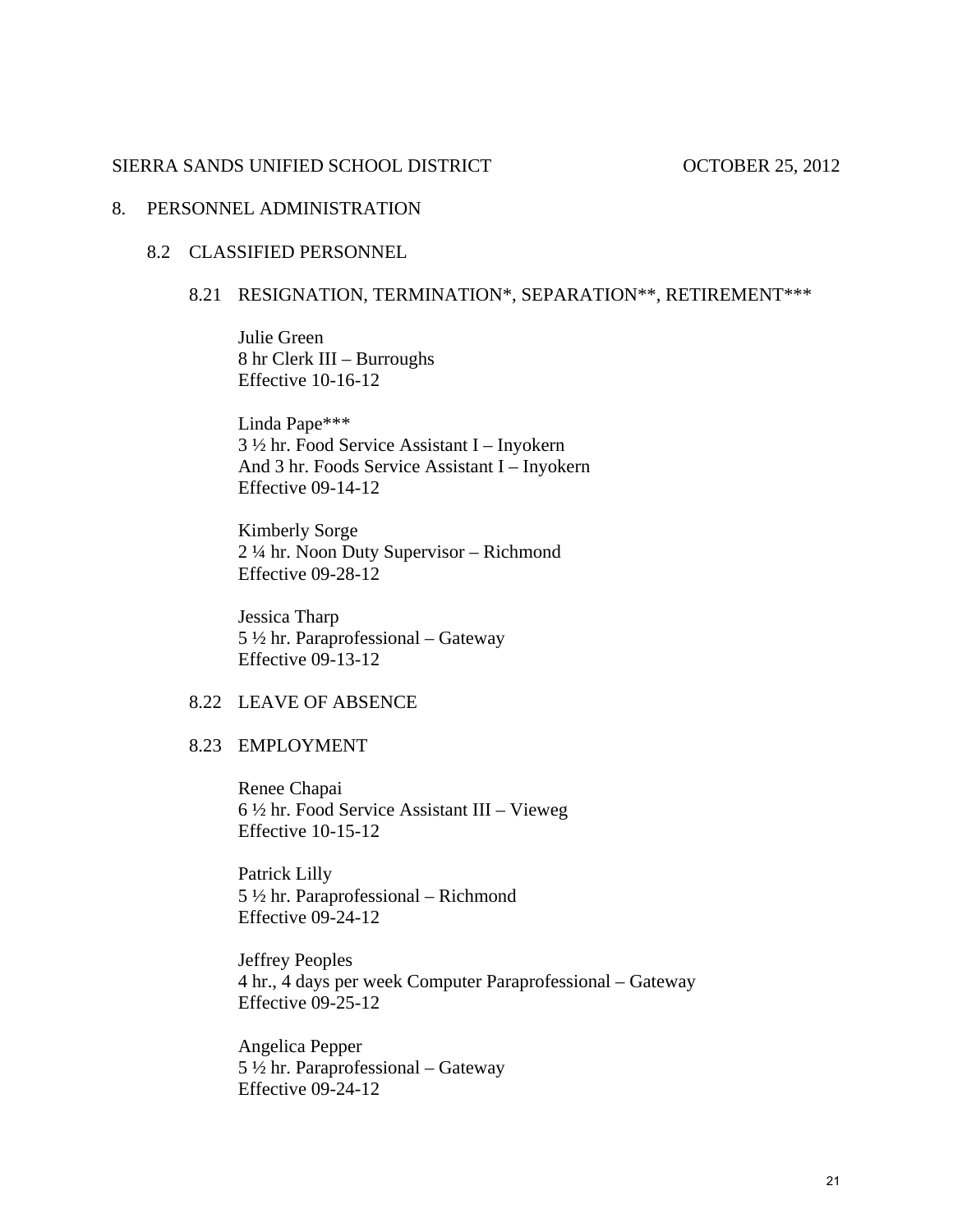SIERRA SANDS UNIFIED SCHOOL DISTRICT OCTOBER 25, 2012

# 8. PERSONNEL ADMINISTRATION

## 8.2 CLASSIFIED PERSONNEL

### 8.21 RESIGNATION, TERMINATION*, SEPARATION**, RETIREMENT***

Julie Green
8 hr Clerk III – Burroughs
Effective 10-16-12

Linda Pape***
3 ½ hr. Food Service Assistant I – Inyokern
And 3 hr. Foods Service Assistant I – Inyokern
Effective 09-14-12

Kimberly Sorge
2 ¼ hr. Noon Duty Supervisor – Richmond
Effective 09-28-12

Jessica Tharp
5 ½ hr. Paraprofessional – Gateway
Effective 09-13-12

### 8.22 LEAVE OF ABSENCE

### 8.23 EMPLOYMENT

Renee Chapai
6 ½ hr. Food Service Assistant III – Vieweg
Effective 10-15-12

Patrick Lilly
5 ½ hr. Paraprofessional – Richmond
Effective 09-24-12

Jeffrey Peoples
4 hr., 4 days per week Computer Paraprofessional – Gateway
Effective 09-25-12

Angelica Pepper
5 ½ hr. Paraprofessional – Gateway
Effective 09-24-12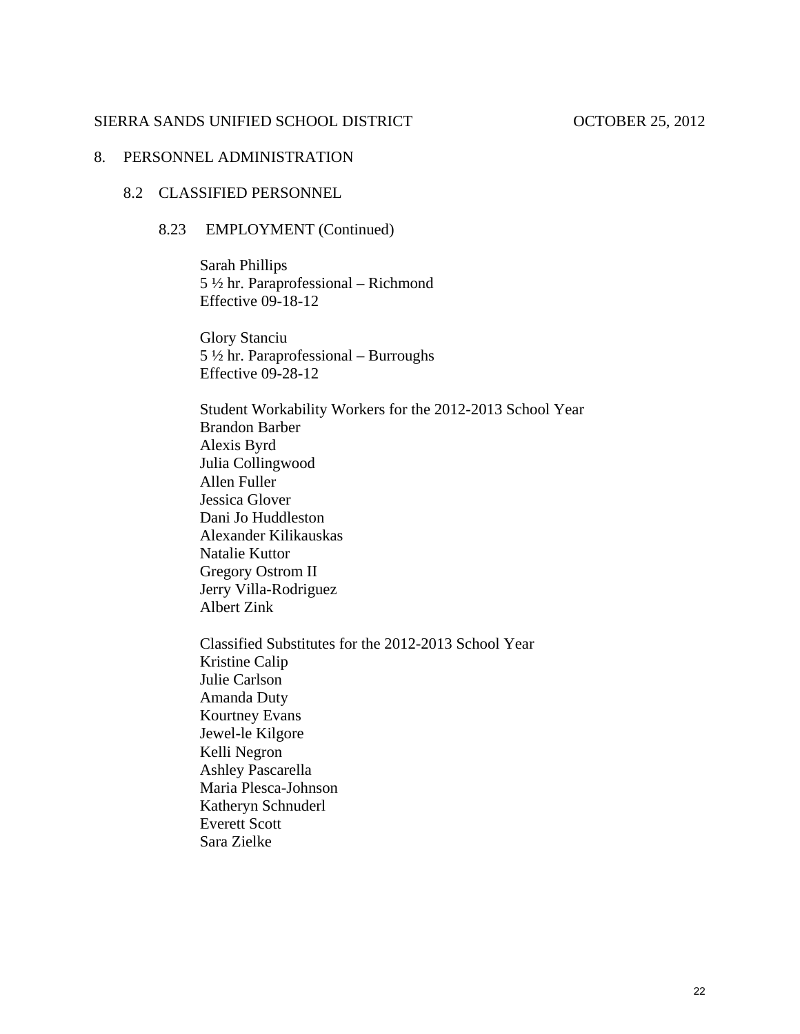SIERRA SANDS UNIFIED SCHOOL DISTRICT OCTOBER 25, 2012

## 8. PERSONNEL ADMINISTRATION

### 8.2 CLASSIFIED PERSONNEL

#### 8.23 EMPLOYMENT (Continued)

Sarah Phillips
5 ½ hr. Paraprofessional – Richmond
Effective 09-18-12

Glory Stanciu
5 ½ hr. Paraprofessional – Burroughs
Effective 09-28-12

Student Workability Workers for the 2012-2013 School Year
Brandon Barber
Alexis Byrd
Julia Collingwood
Allen Fuller
Jessica Glover
Dani Jo Huddleston
Alexander Kilikauskas
Natalie Kuttor
Gregory Ostrom II
Jerry Villa-Rodriguez
Albert Zink

Classified Substitutes for the 2012-2013 School Year
Kristine Calip
Julie Carlson
Amanda Duty
Kourtney Evans
Jewel-le Kilgore
Kelli Negron
Ashley Pascarella
Maria Plesca-Johnson
Katheryn Schnuderl
Everett Scott
Sara Zielke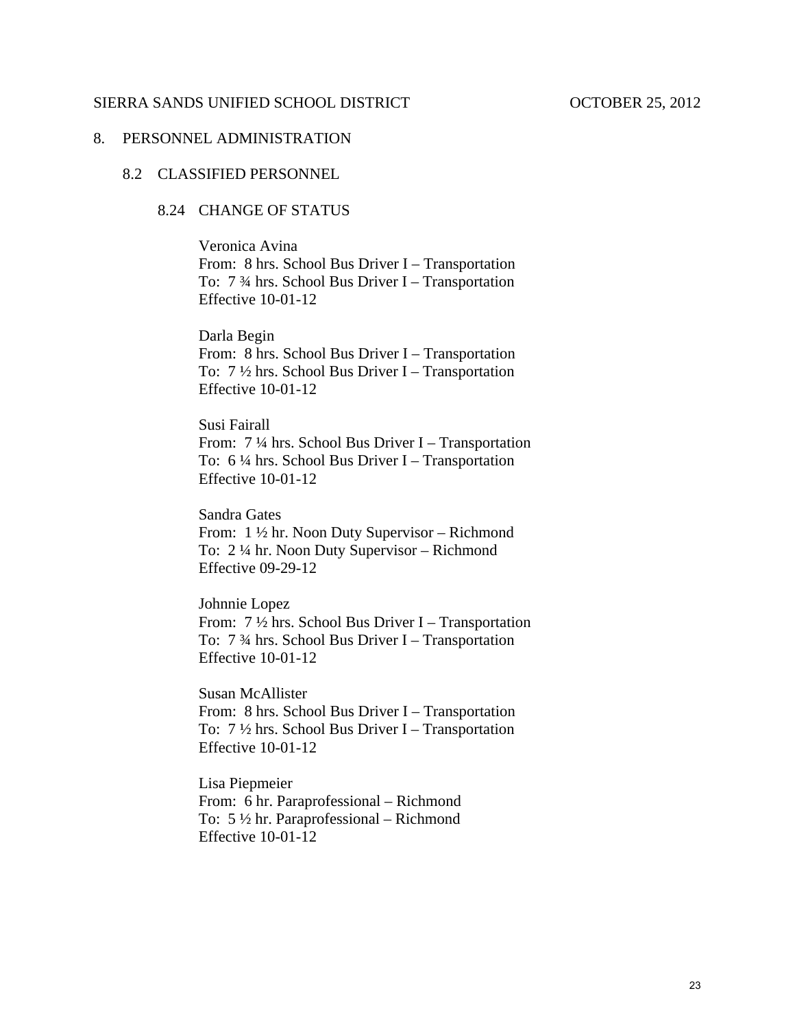SIERRA SANDS UNIFIED SCHOOL DISTRICT OCTOBER 25, 2012

# 8. PERSONNEL ADMINISTRATION

## 8.2 CLASSIFIED PERSONNEL

### 8.24 CHANGE OF STATUS

Veronica Avina
From: 8 hrs. School Bus Driver I – Transportation
To: 7 ¾ hrs. School Bus Driver I – Transportation
Effective 10-01-12

Darla Begin
From: 8 hrs. School Bus Driver I – Transportation
To: 7 ½ hrs. School Bus Driver I – Transportation
Effective 10-01-12

Susi Fairall
From: 7 ¼ hrs. School Bus Driver I – Transportation
To: 6 ¼ hrs. School Bus Driver I – Transportation
Effective 10-01-12

Sandra Gates
From: 1 ½ hr. Noon Duty Supervisor – Richmond
To: 2 ¼ hr. Noon Duty Supervisor – Richmond
Effective 09-29-12

Johnnie Lopez
From: 7 ½ hrs. School Bus Driver I – Transportation
To: 7 ¾ hrs. School Bus Driver I – Transportation
Effective 10-01-12

Susan McAllister
From: 8 hrs. School Bus Driver I – Transportation
To: 7 ½ hrs. School Bus Driver I – Transportation
Effective 10-01-12

Lisa Piepmeier
From: 6 hr. Paraprofessional – Richmond
To: 5 ½ hr. Paraprofessional – Richmond
Effective 10-01-12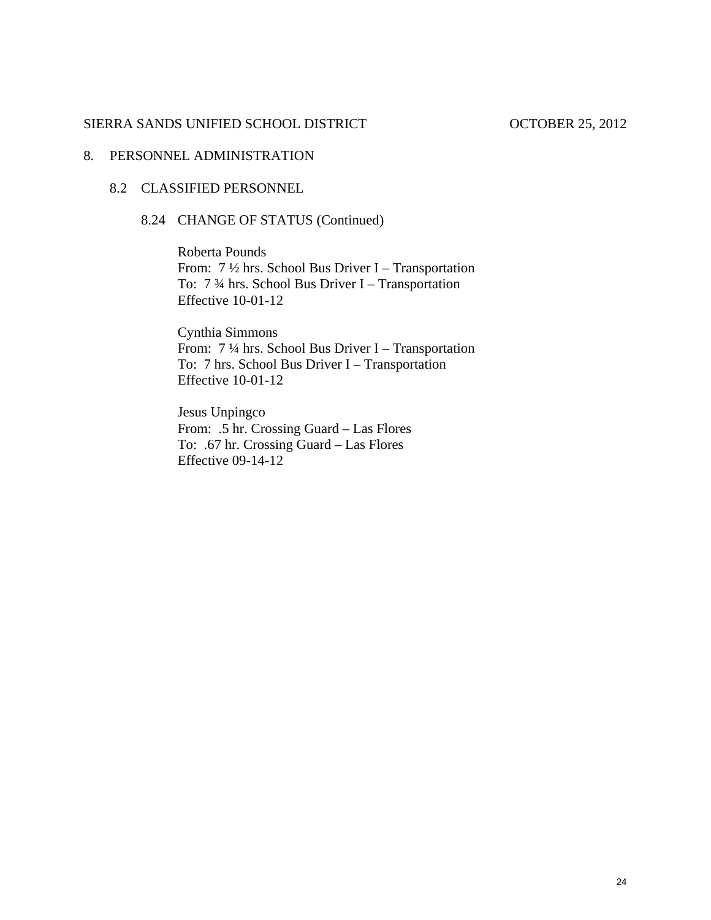SIERRA SANDS UNIFIED SCHOOL DISTRICT OCTOBER 25, 2012

# 8. PERSONNEL ADMINISTRATION

## 8.2 CLASSIFIED PERSONNEL

### 8.24 CHANGE OF STATUS (Continued)

Roberta Pounds
From: 7 ½ hrs. School Bus Driver I – Transportation
To: 7 ¾ hrs. School Bus Driver I – Transportation
Effective 10-01-12

Cynthia Simmons
From: 7 ¼ hrs. School Bus Driver I – Transportation
To: 7 hrs. School Bus Driver I – Transportation
Effective 10-01-12

Jesus Unpingco
From: .5 hr. Crossing Guard – Las Flores
To: .67 hr. Crossing Guard – Las Flores
Effective 09-14-12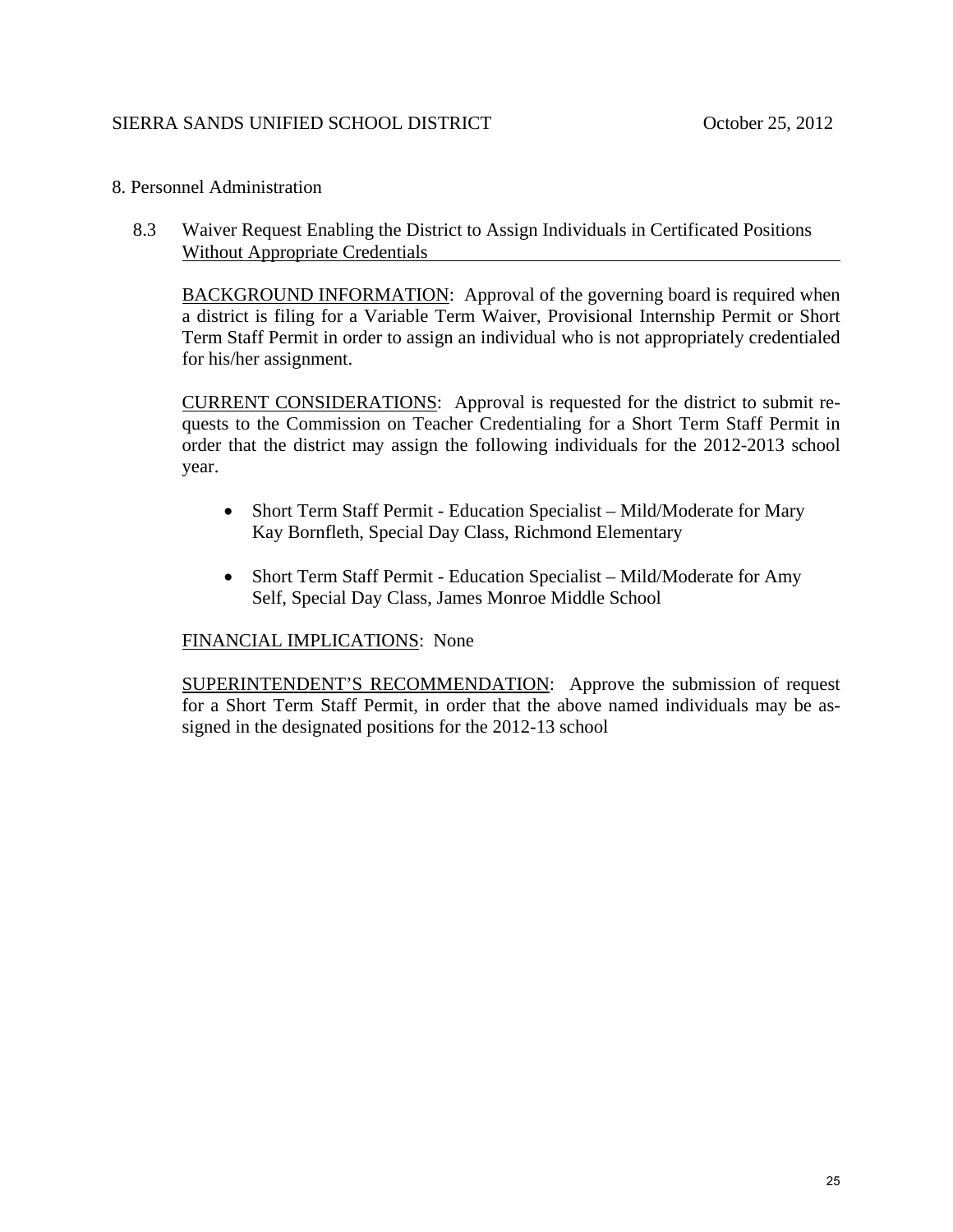SIERRA SANDS UNIFIED SCHOOL DISTRICT October 25, 2012

8. Personnel Administration

8.3 Waiver Request Enabling the District to Assign Individuals in Certificated Positions Without Appropriate Credentials

BACKGROUND INFORMATION: Approval of the governing board is required when a district is filing for a Variable Term Waiver, Provisional Internship Permit or Short Term Staff Permit in order to assign an individual who is not appropriately credentialed for his/her assignment.

CURRENT CONSIDERATIONS: Approval is requested for the district to submit requests to the Commission on Teacher Credentialing for a Short Term Staff Permit in order that the district may assign the following individuals for the 2012-2013 school year.

- Short Term Staff Permit - Education Specialist – Mild/Moderate for Mary Kay Bornfleth, Special Day Class, Richmond Elementary
- Short Term Staff Permit - Education Specialist – Mild/Moderate for Amy Self, Special Day Class, James Monroe Middle School

FINANCIAL IMPLICATIONS: None

SUPERINTENDENT'S RECOMMENDATION: Approve the submission of request for a Short Term Staff Permit, in order that the above named individuals may be assigned in the designated positions for the 2012-13 school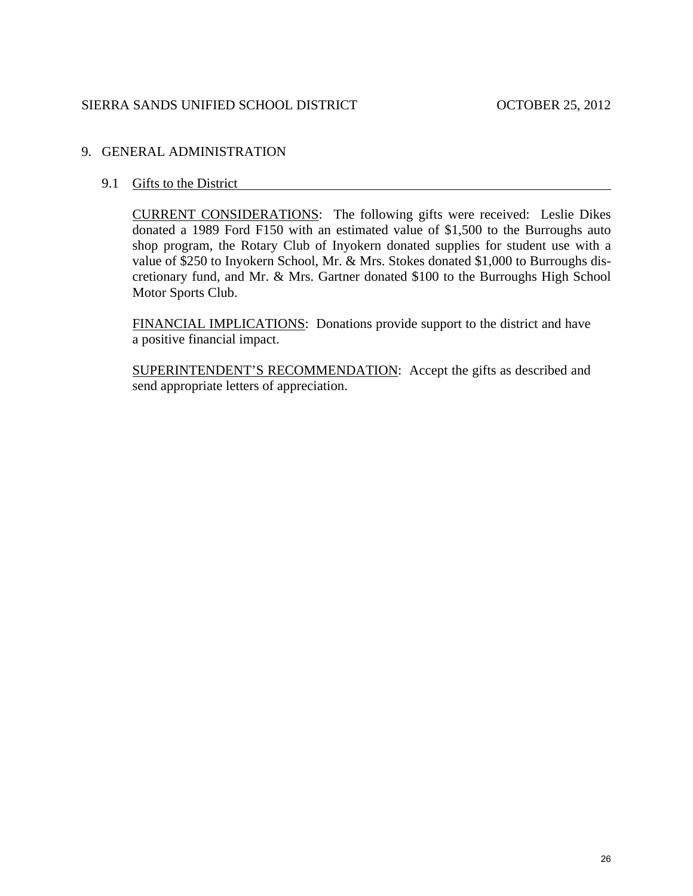## 9. GENERAL ADMINISTRATION

### 9.1 Gifts to the District

CURRENT CONSIDERATIONS: The following gifts were received: Leslie Dikes donated a 1989 Ford F150 with an estimated value of $1,500 to the Burroughs auto shop program, the Rotary Club of Inyokern donated supplies for student use with a value of $250 to Inyokern School, Mr. & Mrs. Stokes donated $1,000 to Burroughs discretionary fund, and Mr. & Mrs. Gartner donated $100 to the Burroughs High School Motor Sports Club.

FINANCIAL IMPLICATIONS: Donations provide support to the district and have a positive financial impact.

SUPERINTENDENT'S RECOMMENDATION: Accept the gifts as described and send appropriate letters of appreciation.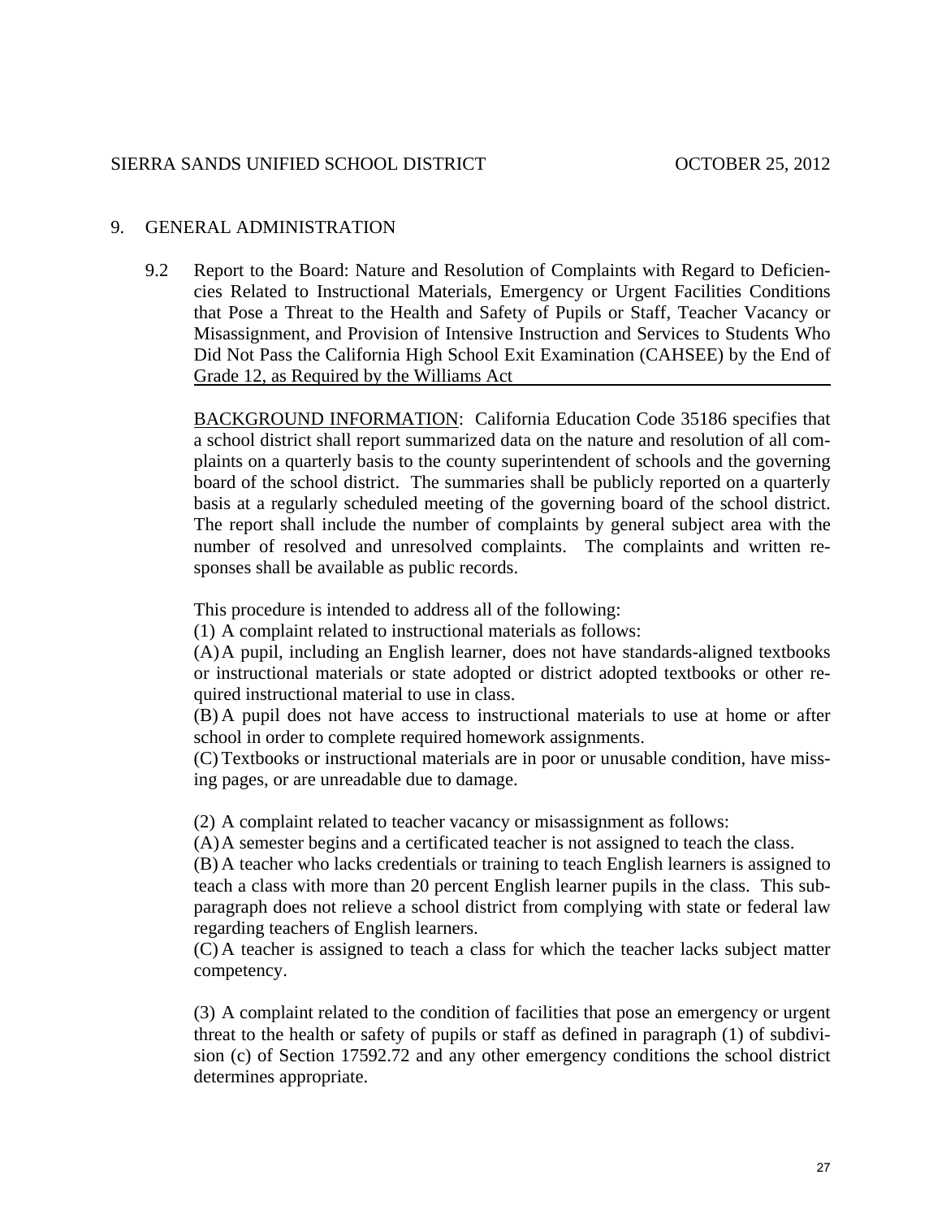SIERRA SANDS UNIFIED SCHOOL DISTRICT OCTOBER 25, 2012

## 9. GENERAL ADMINISTRATION

9.2 Report to the Board: Nature and Resolution of Complaints with Regard to Deficiencies Related to Instructional Materials, Emergency or Urgent Facilities Conditions that Pose a Threat to the Health and Safety of Pupils or Staff, Teacher Vacancy or Misassignment, and Provision of Intensive Instruction and Services to Students Who Did Not Pass the California High School Exit Examination (CAHSEE) by the End of Grade 12, as Required by the Williams Act

BACKGROUND INFORMATION: California Education Code 35186 specifies that a school district shall report summarized data on the nature and resolution of all complaints on a quarterly basis to the county superintendent of schools and the governing board of the school district. The summaries shall be publicly reported on a quarterly basis at a regularly scheduled meeting of the governing board of the school district. The report shall include the number of complaints by general subject area with the number of resolved and unresolved complaints. The complaints and written responses shall be available as public records.

This procedure is intended to address all of the following:

(1) A complaint related to instructional materials as follows:

(A) A pupil, including an English learner, does not have standards-aligned textbooks or instructional materials or state adopted or district adopted textbooks or other required instructional material to use in class.

(B) A pupil does not have access to instructional materials to use at home or after school in order to complete required homework assignments.

(C) Textbooks or instructional materials are in poor or unusable condition, have missing pages, or are unreadable due to damage.

(2) A complaint related to teacher vacancy or misassignment as follows:

(A) A semester begins and a certificated teacher is not assigned to teach the class.

(B) A teacher who lacks credentials or training to teach English learners is assigned to teach a class with more than 20 percent English learner pupils in the class. This subparagraph does not relieve a school district from complying with state or federal law regarding teachers of English learners.

(C) A teacher is assigned to teach a class for which the teacher lacks subject matter competency.

(3) A complaint related to the condition of facilities that pose an emergency or urgent threat to the health or safety of pupils or staff as defined in paragraph (1) of subdivision (c) of Section 17592.72 and any other emergency conditions the school district determines appropriate.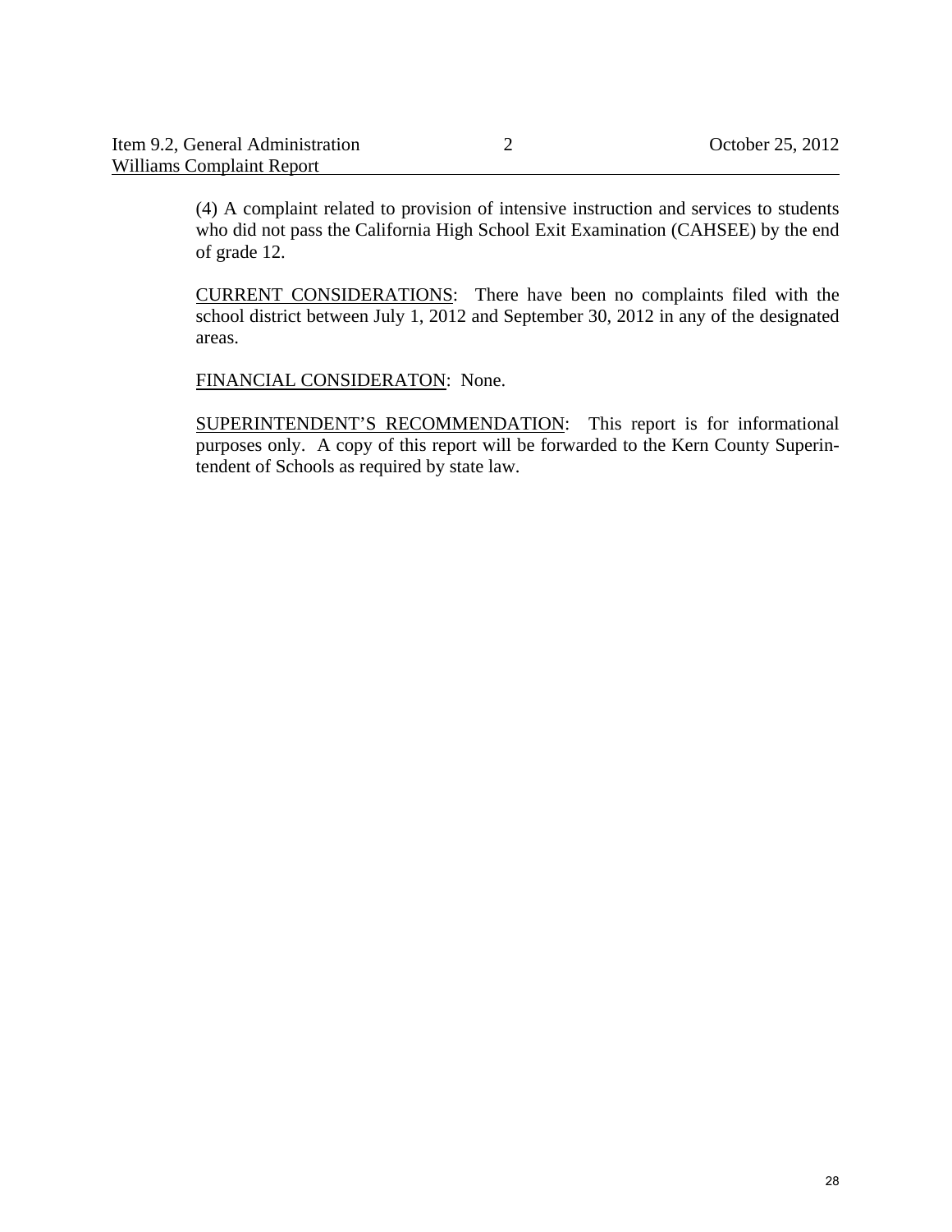(4) A complaint related to provision of intensive instruction and services to students who did not pass the California High School Exit Examination (CAHSEE) by the end of grade 12.

CURRENT CONSIDERATIONS: There have been no complaints filed with the school district between July 1, 2012 and September 30, 2012 in any of the designated areas.

FINANCIAL CONSIDERATON: None.

SUPERINTENDENT'S RECOMMENDATION: This report is for informational purposes only. A copy of this report will be forwarded to the Kern County Superintendent of Schools as required by state law.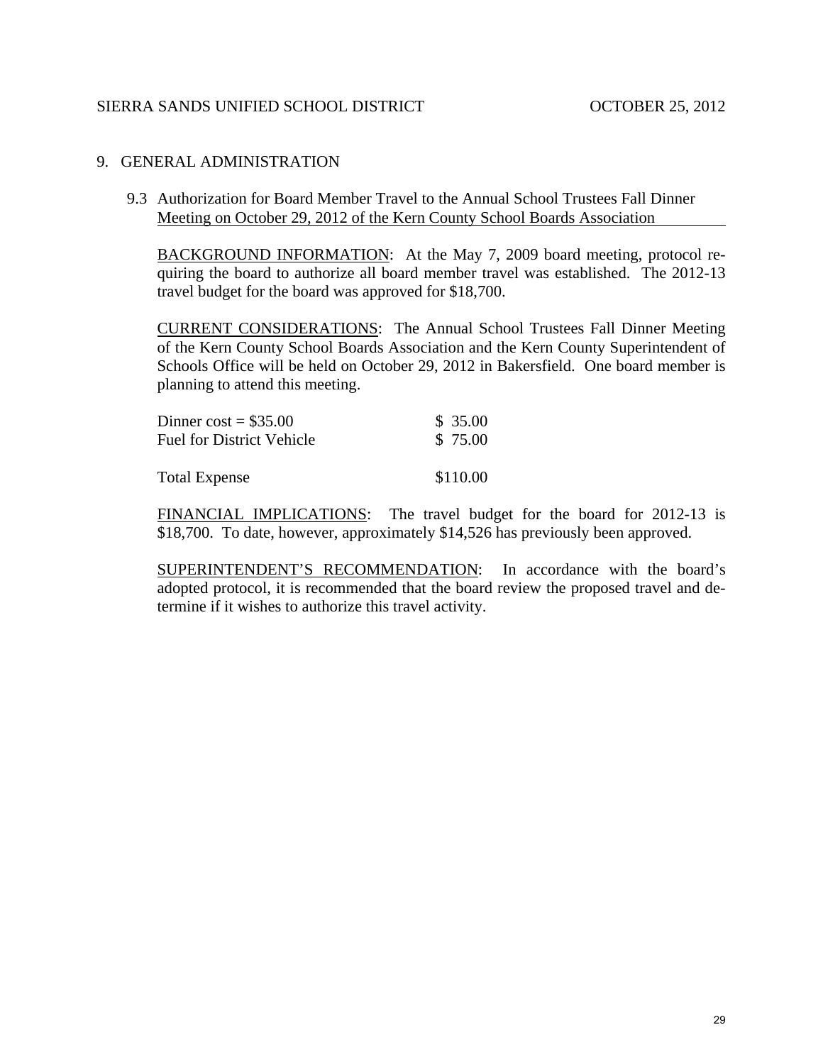## 9. GENERAL ADMINISTRATION

### 9.3 Authorization for Board Member Travel to the Annual School Trustees Fall Dinner Meeting on October 29, 2012 of the Kern County School Boards Association

BACKGROUND INFORMATION: At the May 7, 2009 board meeting, protocol requiring the board to authorize all board member travel was established. The 2012-13 travel budget for the board was approved for $18,700.

CURRENT CONSIDERATIONS: The Annual School Trustees Fall Dinner Meeting of the Kern County School Boards Association and the Kern County Superintendent of Schools Office will be held on October 29, 2012 in Bakersfield. One board member is planning to attend this meeting.

| | |
|---|---|
| Dinner cost = $35.00 | $ 35.00 |
| Fuel for District Vehicle | $ 75.00 |
| Total Expense | $110.00 |

FINANCIAL IMPLICATIONS: The travel budget for the board for 2012-13 is $18,700. To date, however, approximately $14,526 has previously been approved.

SUPERINTENDENT'S RECOMMENDATION: In accordance with the board's adopted protocol, it is recommended that the board review the proposed travel and determine if it wishes to authorize this travel activity.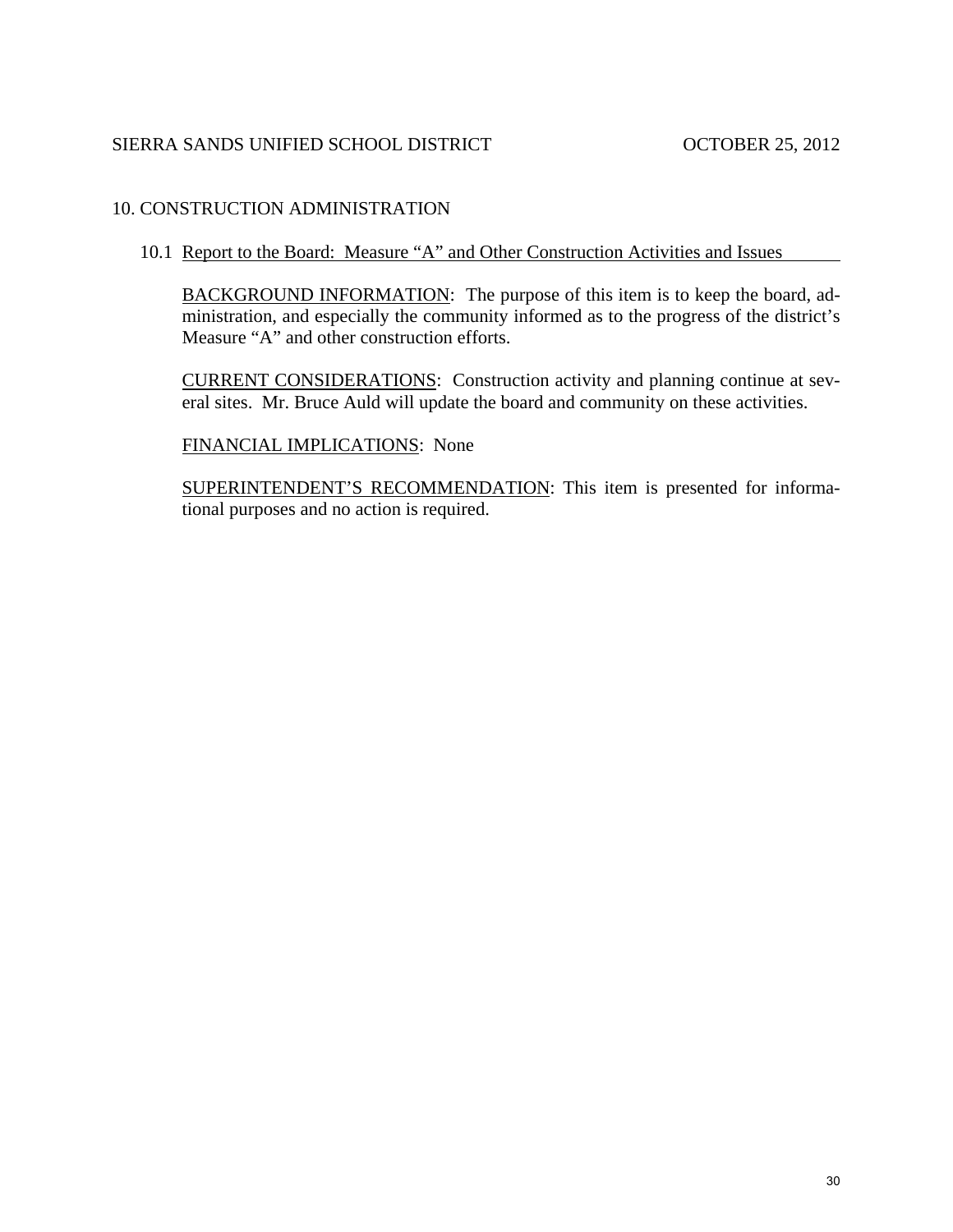SIERRA SANDS UNIFIED SCHOOL DISTRICT OCTOBER 25, 2012

## 10. CONSTRUCTION ADMINISTRATION

### 10.1 Report to the Board: Measure "A" and Other Construction Activities and Issues

BACKGROUND INFORMATION: The purpose of this item is to keep the board, administration, and especially the community informed as to the progress of the district's Measure "A" and other construction efforts.

CURRENT CONSIDERATIONS: Construction activity and planning continue at several sites. Mr. Bruce Auld will update the board and community on these activities.

FINANCIAL IMPLICATIONS: None

SUPERINTENDENT'S RECOMMENDATION: This item is presented for informational purposes and no action is required.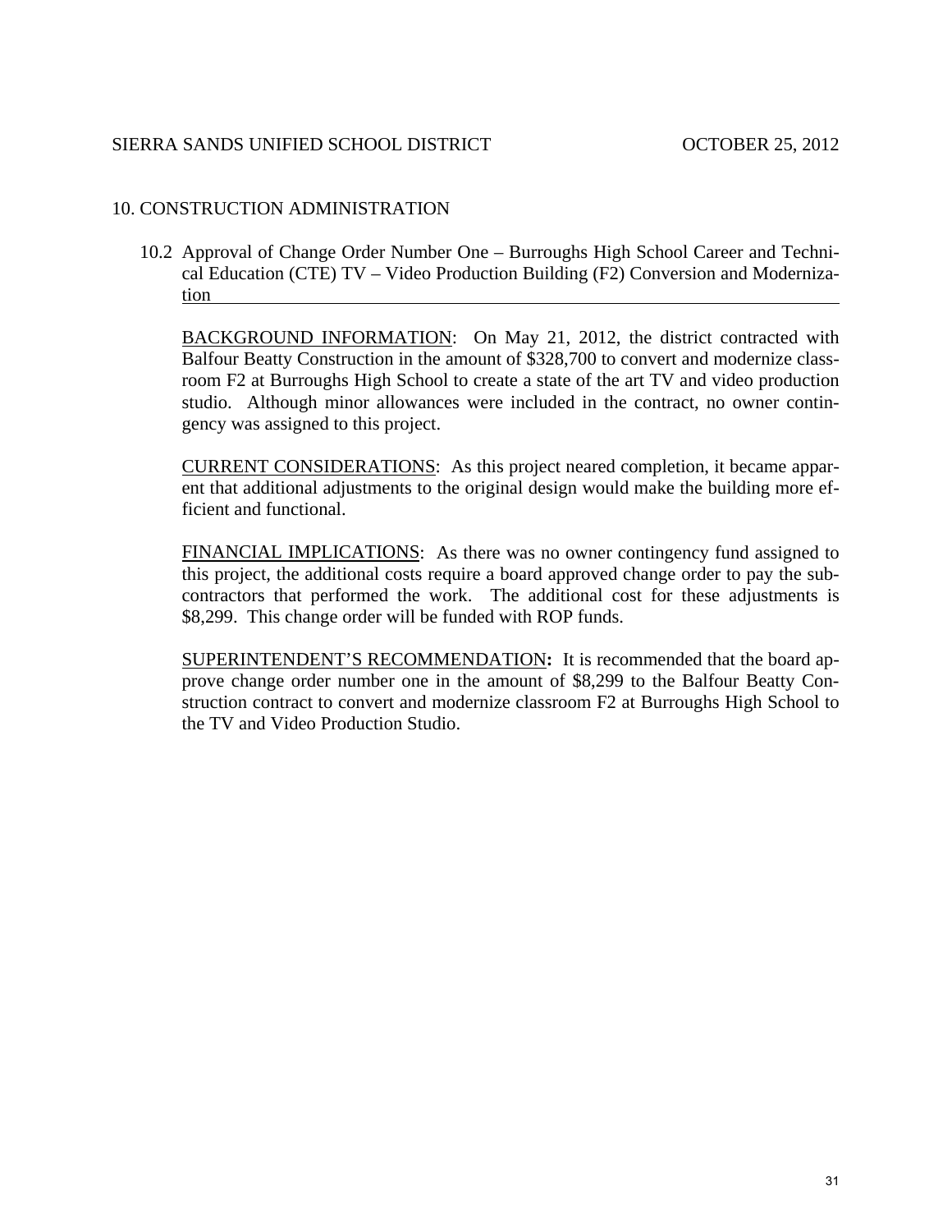SIERRA SANDS UNIFIED SCHOOL DISTRICT OCTOBER 25, 2012

## 10. CONSTRUCTION ADMINISTRATION

### 10.2 Approval of Change Order Number One – Burroughs High School Career and Technical Education (CTE) TV – Video Production Building (F2) Conversion and Modernization

BACKGROUND INFORMATION: On May 21, 2012, the district contracted with Balfour Beatty Construction in the amount of $328,700 to convert and modernize classroom F2 at Burroughs High School to create a state of the art TV and video production studio. Although minor allowances were included in the contract, no owner contingency was assigned to this project.

CURRENT CONSIDERATIONS: As this project neared completion, it became apparent that additional adjustments to the original design would make the building more efficient and functional.

FINANCIAL IMPLICATIONS: As there was no owner contingency fund assigned to this project, the additional costs require a board approved change order to pay the subcontractors that performed the work. The additional cost for these adjustments is $8,299. This change order will be funded with ROP funds.

SUPERINTENDENT'S RECOMMENDATION**:** It is recommended that the board approve change order number one in the amount of $8,299 to the Balfour Beatty Construction contract to convert and modernize classroom F2 at Burroughs High School to the TV and Video Production Studio.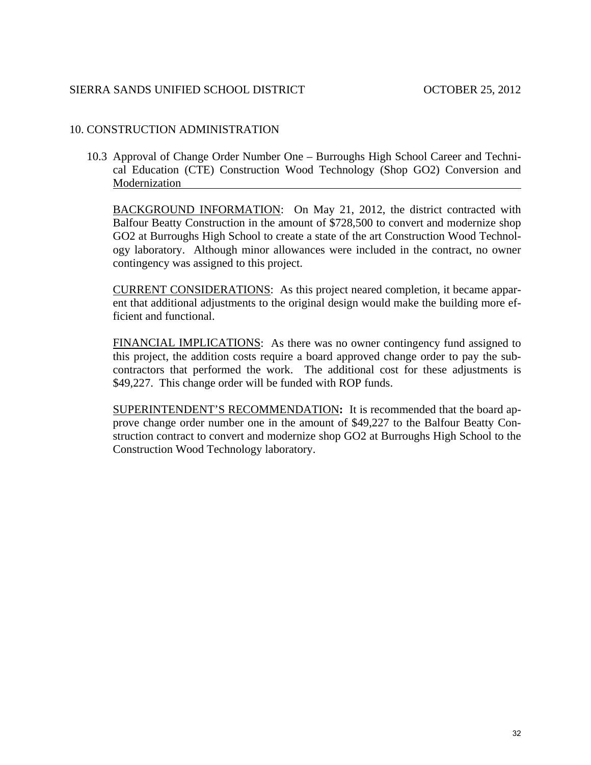SIERRA SANDS UNIFIED SCHOOL DISTRICT OCTOBER 25, 2012

## 10. CONSTRUCTION ADMINISTRATION

### 10.3 Approval of Change Order Number One – Burroughs High School Career and Technical Education (CTE) Construction Wood Technology (Shop GO2) Conversion and Modernization

BACKGROUND INFORMATION: On May 21, 2012, the district contracted with Balfour Beatty Construction in the amount of $728,500 to convert and modernize shop GO2 at Burroughs High School to create a state of the art Construction Wood Technology laboratory. Although minor allowances were included in the contract, no owner contingency was assigned to this project.

CURRENT CONSIDERATIONS: As this project neared completion, it became apparent that additional adjustments to the original design would make the building more efficient and functional.

FINANCIAL IMPLICATIONS: As there was no owner contingency fund assigned to this project, the addition costs require a board approved change order to pay the subcontractors that performed the work. The additional cost for these adjustments is $49,227. This change order will be funded with ROP funds.

SUPERINTENDENT'S RECOMMENDATION**:** It is recommended that the board approve change order number one in the amount of $49,227 to the Balfour Beatty Construction contract to convert and modernize shop GO2 at Burroughs High School to the Construction Wood Technology laboratory.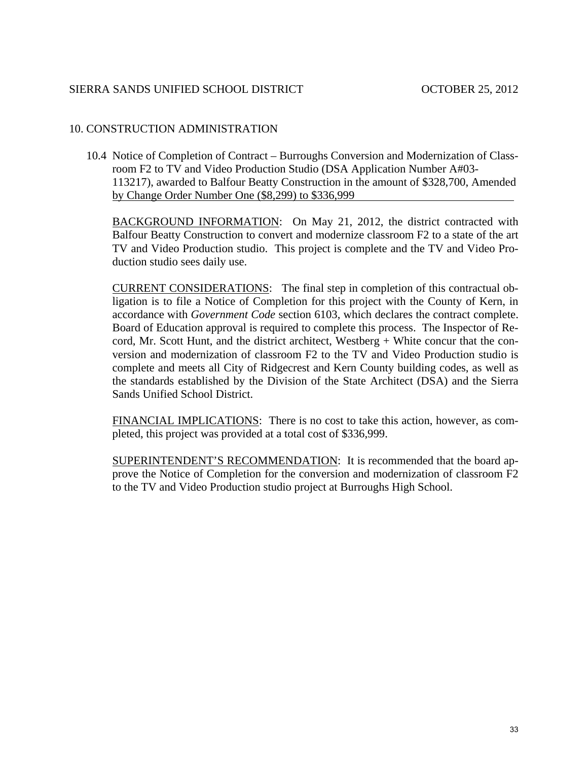SIERRA SANDS UNIFIED SCHOOL DISTRICT OCTOBER 25, 2012

## 10. CONSTRUCTION ADMINISTRATION

10.4 Notice of Completion of Contract – Burroughs Conversion and Modernization of Classroom F2 to TV and Video Production Studio (DSA Application Number A#03-113217), awarded to Balfour Beatty Construction in the amount of $328,700, Amended by Change Order Number One ($8,299) to $336,999

BACKGROUND INFORMATION: On May 21, 2012, the district contracted with Balfour Beatty Construction to convert and modernize classroom F2 to a state of the art TV and Video Production studio. This project is complete and the TV and Video Production studio sees daily use.

CURRENT CONSIDERATIONS: The final step in completion of this contractual obligation is to file a Notice of Completion for this project with the County of Kern, in accordance with *Government Code* section 6103, which declares the contract complete. Board of Education approval is required to complete this process. The Inspector of Record, Mr. Scott Hunt, and the district architect, Westberg + White concur that the conversion and modernization of classroom F2 to the TV and Video Production studio is complete and meets all City of Ridgecrest and Kern County building codes, as well as the standards established by the Division of the State Architect (DSA) and the Sierra Sands Unified School District.

FINANCIAL IMPLICATIONS: There is no cost to take this action, however, as completed, this project was provided at a total cost of $336,999.

SUPERINTENDENT'S RECOMMENDATION: It is recommended that the board approve the Notice of Completion for the conversion and modernization of classroom F2 to the TV and Video Production studio project at Burroughs High School.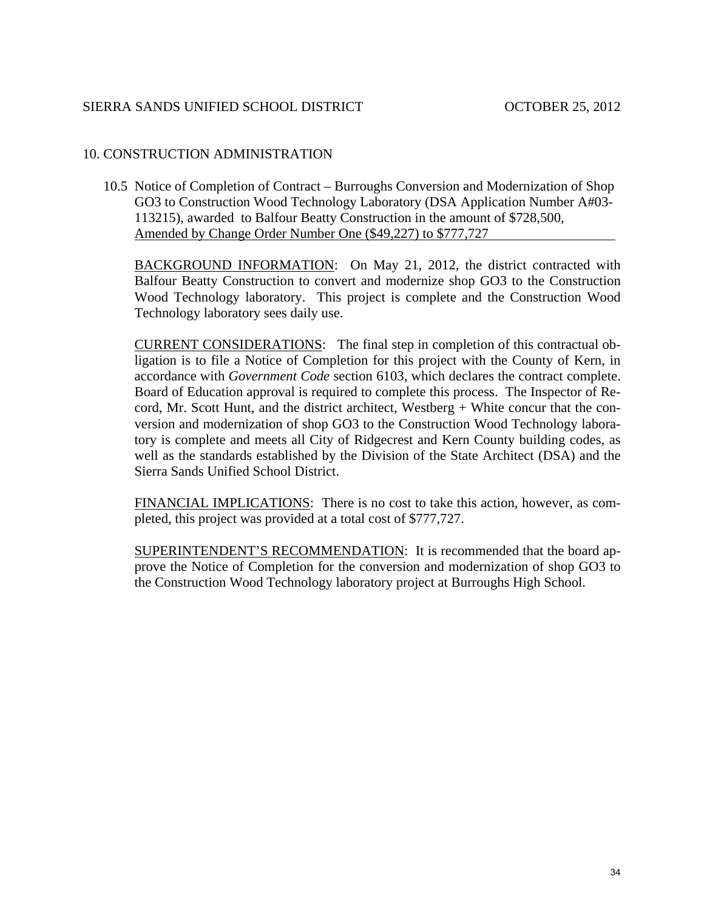## 10. CONSTRUCTION ADMINISTRATION

### 10.5 Notice of Completion of Contract – Burroughs Conversion and Modernization of Shop GO3 to Construction Wood Technology Laboratory (DSA Application Number A#03-113215), awarded to Balfour Beatty Construction in the amount of $728,500, Amended by Change Order Number One ($49,227) to $777,727

BACKGROUND INFORMATION: On May 21, 2012, the district contracted with Balfour Beatty Construction to convert and modernize shop GO3 to the Construction Wood Technology laboratory. This project is complete and the Construction Wood Technology laboratory sees daily use.

CURRENT CONSIDERATIONS: The final step in completion of this contractual obligation is to file a Notice of Completion for this project with the County of Kern, in accordance with *Government Code* section 6103, which declares the contract complete. Board of Education approval is required to complete this process. The Inspector of Record, Mr. Scott Hunt, and the district architect, Westberg + White concur that the conversion and modernization of shop GO3 to the Construction Wood Technology laboratory is complete and meets all City of Ridgecrest and Kern County building codes, as well as the standards established by the Division of the State Architect (DSA) and the Sierra Sands Unified School District.

FINANCIAL IMPLICATIONS: There is no cost to take this action, however, as completed, this project was provided at a total cost of $777,727.

SUPERINTENDENT'S RECOMMENDATION: It is recommended that the board approve the Notice of Completion for the conversion and modernization of shop GO3 to the Construction Wood Technology laboratory project at Burroughs High School.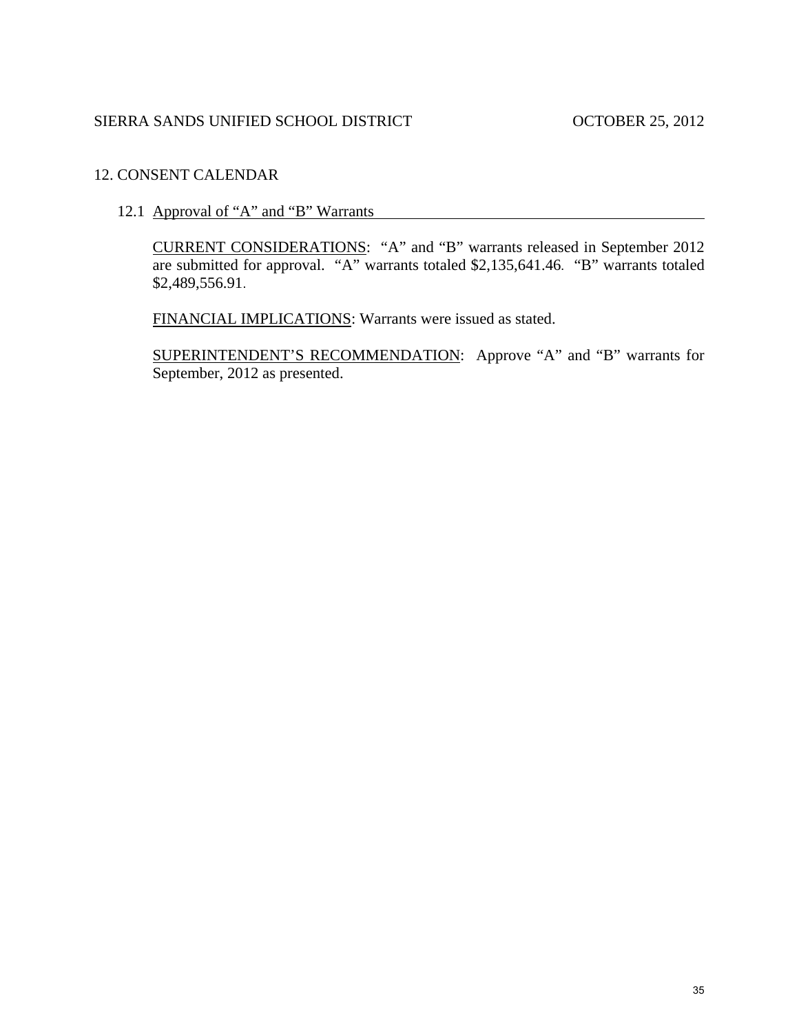SIERRA SANDS UNIFIED SCHOOL DISTRICT OCTOBER 25, 2012

## 12. CONSENT CALENDAR

### 12.1 Approval of "A" and "B" Warrants

CURRENT CONSIDERATIONS: "A" and "B" warrants released in September 2012 are submitted for approval. "A" warrants totaled $2,135,641.46. "B" warrants totaled $2,489,556.91.

FINANCIAL IMPLICATIONS: Warrants were issued as stated.

SUPERINTENDENT'S RECOMMENDATION: Approve "A" and "B" warrants for September, 2012 as presented.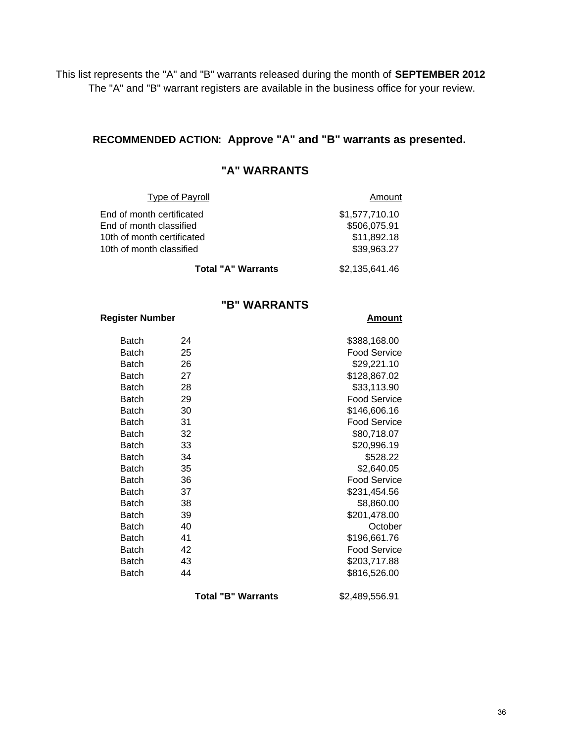This list represents the "A" and "B" warrants released during the month of **SEPTEMBER 2012**
The "A" and "B" warrant registers are available in the business office for your review.

**RECOMMENDED ACTION: Approve "A" and "B" warrants as presented.**

## "A" WARRANTS

| Type of Payroll | Amount |
|---|---|
| End of month certificated | $1,577,710.10 |
| End of month classified | $506,075.91 |
| 10th of month certificated | $11,892.18 |
| 10th of month classified | $39,963.27 |
| **Total "A" Warrants** | $2,135,641.46 |

## "B" WARRANTS

| Register Number | | Amount |
|---|---|---|
| Batch | 24 | $388,168.00 |
| Batch | 25 | Food Service |
| Batch | 26 | $29,221.10 |
| Batch | 27 | $128,867.02 |
| Batch | 28 | $33,113.90 |
| Batch | 29 | Food Service |
| Batch | 30 | $146,606.16 |
| Batch | 31 | Food Service |
| Batch | 32 | $80,718.07 |
| Batch | 33 | $20,996.19 |
| Batch | 34 | $528.22 |
| Batch | 35 | $2,640.05 |
| Batch | 36 | Food Service |
| Batch | 37 | $231,454.56 |
| Batch | 38 | $8,860.00 |
| Batch | 39 | $201,478.00 |
| Batch | 40 | October |
| Batch | 41 | $196,661.76 |
| Batch | 42 | Food Service |
| Batch | 43 | $203,717.88 |
| Batch | 44 | $816,526.00 |
| | **Total "B" Warrants** | $2,489,556.91 |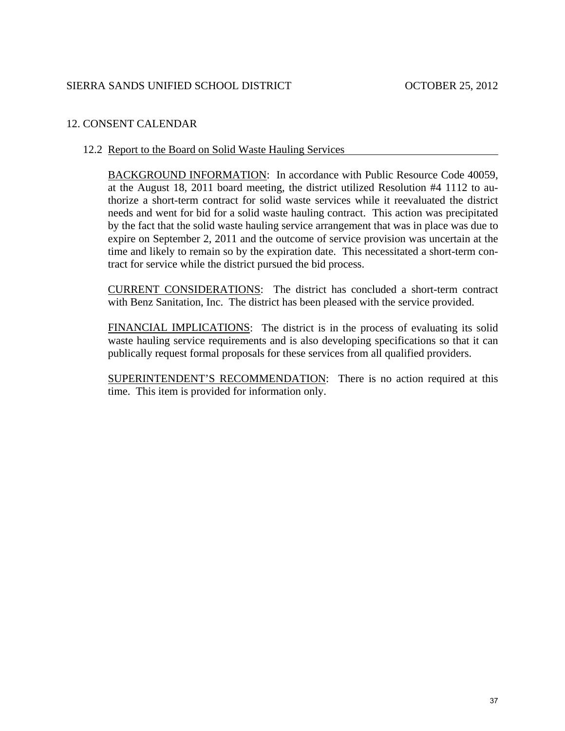SIERRA SANDS UNIFIED SCHOOL DISTRICT OCTOBER 25, 2012

## 12. CONSENT CALENDAR

### 12.2 Report to the Board on Solid Waste Hauling Services

BACKGROUND INFORMATION: In accordance with Public Resource Code 40059, at the August 18, 2011 board meeting, the district utilized Resolution #4 1112 to authorize a short-term contract for solid waste services while it reevaluated the district needs and went for bid for a solid waste hauling contract. This action was precipitated by the fact that the solid waste hauling service arrangement that was in place was due to expire on September 2, 2011 and the outcome of service provision was uncertain at the time and likely to remain so by the expiration date. This necessitated a short-term contract for service while the district pursued the bid process.

CURRENT CONSIDERATIONS: The district has concluded a short-term contract with Benz Sanitation, Inc. The district has been pleased with the service provided.

FINANCIAL IMPLICATIONS: The district is in the process of evaluating its solid waste hauling service requirements and is also developing specifications so that it can publically request formal proposals for these services from all qualified providers.

SUPERINTENDENT'S RECOMMENDATION: There is no action required at this time. This item is provided for information only.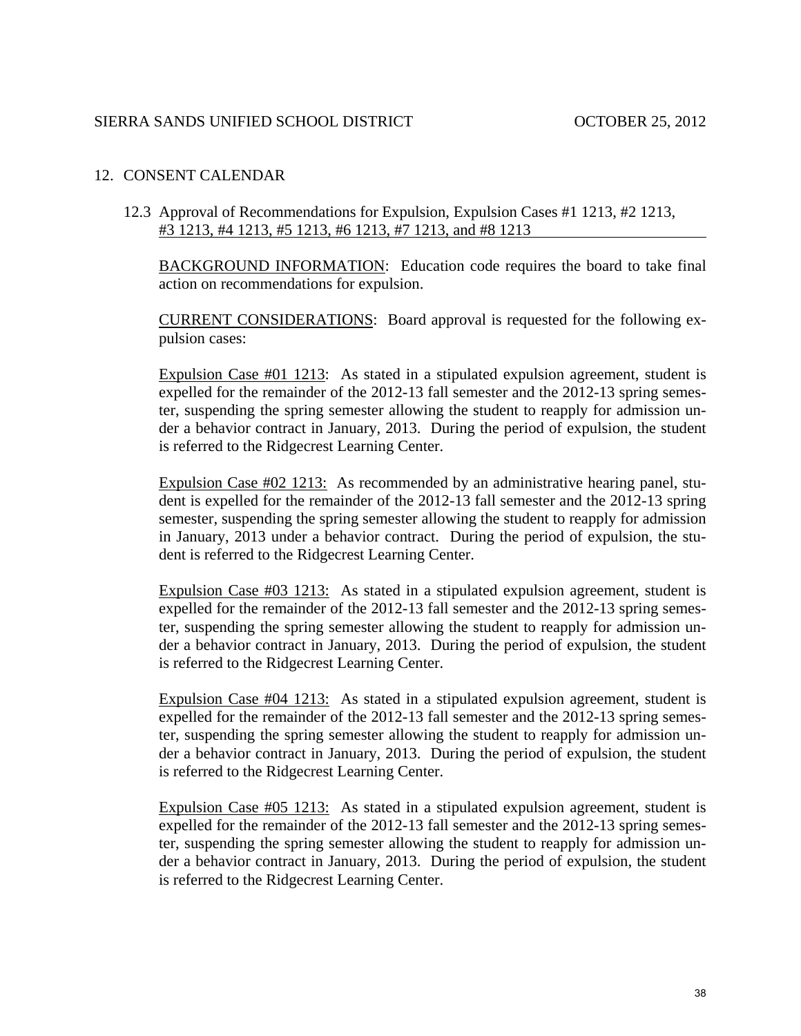## 12. CONSENT CALENDAR

### 12.3 Approval of Recommendations for Expulsion, Expulsion Cases #1 1213, #2 1213, #3 1213, #4 1213, #5 1213, #6 1213, #7 1213, and #8 1213

BACKGROUND INFORMATION: Education code requires the board to take final action on recommendations for expulsion.

CURRENT CONSIDERATIONS: Board approval is requested for the following expulsion cases:

Expulsion Case #01 1213: As stated in a stipulated expulsion agreement, student is expelled for the remainder of the 2012-13 fall semester and the 2012-13 spring semester, suspending the spring semester allowing the student to reapply for admission under a behavior contract in January, 2013. During the period of expulsion, the student is referred to the Ridgecrest Learning Center.

Expulsion Case #02 1213: As recommended by an administrative hearing panel, student is expelled for the remainder of the 2012-13 fall semester and the 2012-13 spring semester, suspending the spring semester allowing the student to reapply for admission in January, 2013 under a behavior contract. During the period of expulsion, the student is referred to the Ridgecrest Learning Center.

Expulsion Case #03 1213: As stated in a stipulated expulsion agreement, student is expelled for the remainder of the 2012-13 fall semester and the 2012-13 spring semester, suspending the spring semester allowing the student to reapply for admission under a behavior contract in January, 2013. During the period of expulsion, the student is referred to the Ridgecrest Learning Center.

Expulsion Case #04 1213: As stated in a stipulated expulsion agreement, student is expelled for the remainder of the 2012-13 fall semester and the 2012-13 spring semester, suspending the spring semester allowing the student to reapply for admission under a behavior contract in January, 2013. During the period of expulsion, the student is referred to the Ridgecrest Learning Center.

Expulsion Case #05 1213: As stated in a stipulated expulsion agreement, student is expelled for the remainder of the 2012-13 fall semester and the 2012-13 spring semester, suspending the spring semester allowing the student to reapply for admission under a behavior contract in January, 2013. During the period of expulsion, the student is referred to the Ridgecrest Learning Center.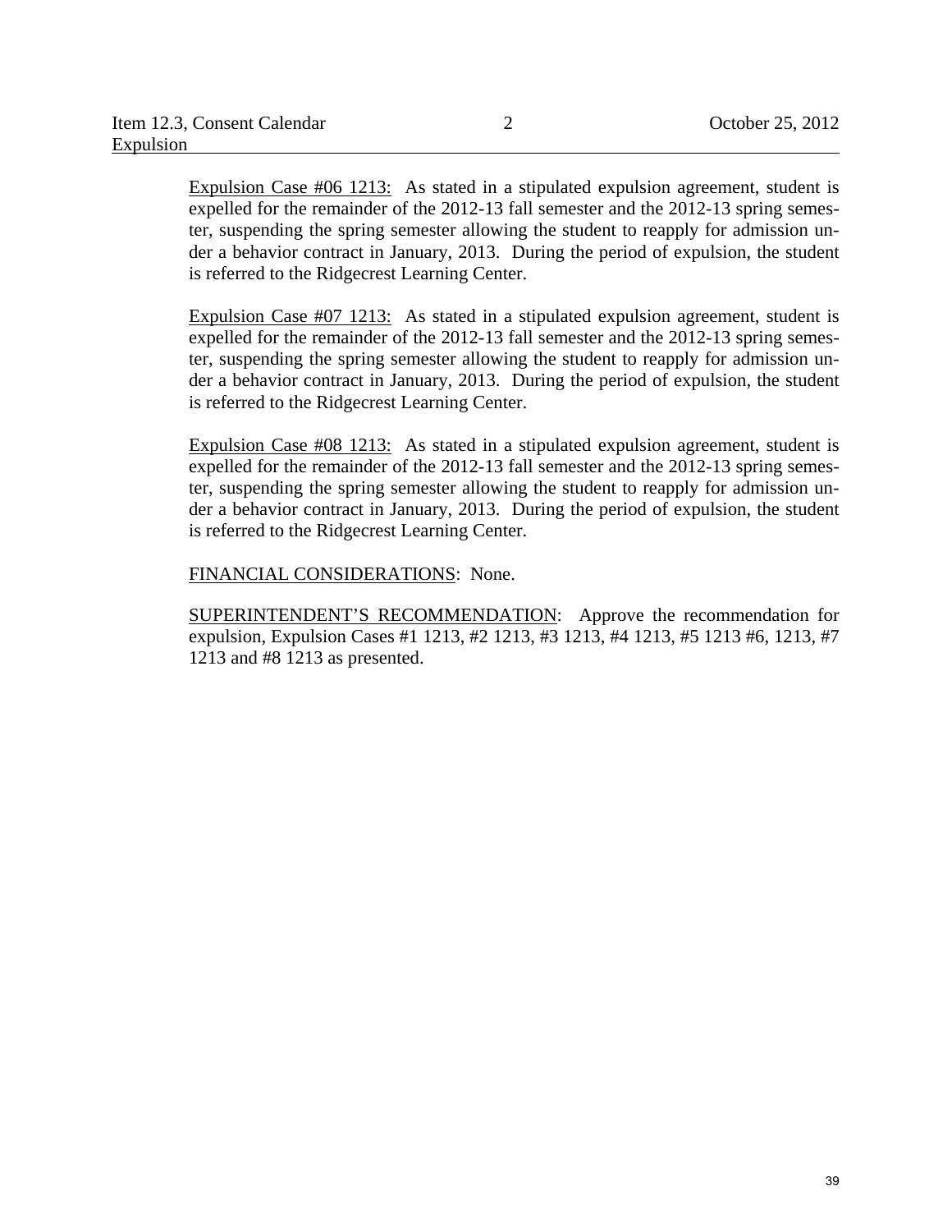Expulsion Case #06 1213: As stated in a stipulated expulsion agreement, student is expelled for the remainder of the 2012-13 fall semester and the 2012-13 spring semester, suspending the spring semester allowing the student to reapply for admission under a behavior contract in January, 2013. During the period of expulsion, the student is referred to the Ridgecrest Learning Center.

Expulsion Case #07 1213: As stated in a stipulated expulsion agreement, student is expelled for the remainder of the 2012-13 fall semester and the 2012-13 spring semester, suspending the spring semester allowing the student to reapply for admission under a behavior contract in January, 2013. During the period of expulsion, the student is referred to the Ridgecrest Learning Center.

Expulsion Case #08 1213: As stated in a stipulated expulsion agreement, student is expelled for the remainder of the 2012-13 fall semester and the 2012-13 spring semester, suspending the spring semester allowing the student to reapply for admission under a behavior contract in January, 2013. During the period of expulsion, the student is referred to the Ridgecrest Learning Center.

FINANCIAL CONSIDERATIONS: None.

SUPERINTENDENT'S RECOMMENDATION: Approve the recommendation for expulsion, Expulsion Cases #1 1213, #2 1213, #3 1213, #4 1213, #5 1213 #6, 1213, #7 1213 and #8 1213 as presented.